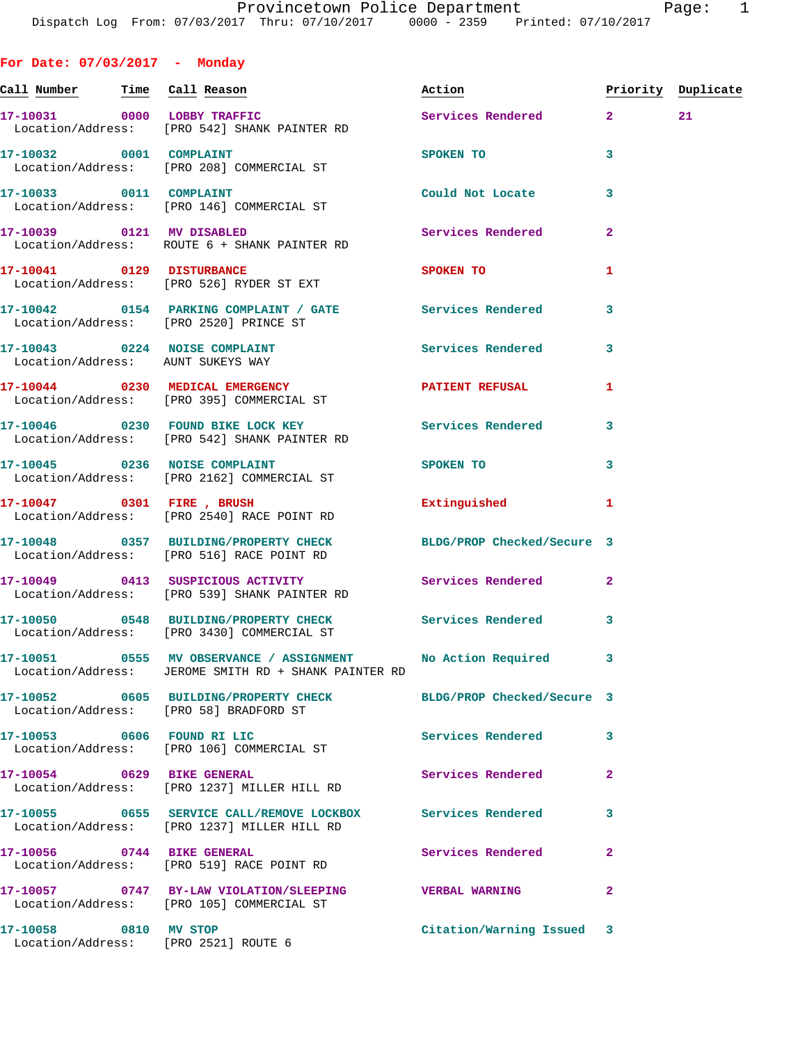## For Date: 07/03/2017 - Monday

| Call Number | Time | Call Reason | Action | Priority | Duplicate |
|---|---|---|---|---|---|
| 17-10031 | 0000 | LOBBY TRAFFIC<br>Location/Address: [PRO 542] SHANK PAINTER RD | Services Rendered | 2 | 21 |
| 17-10032 | 0001 | COMPLAINT<br>Location/Address: [PRO 208] COMMERCIAL ST | SPOKEN TO | 3 | |
| 17-10033 | 0011 | COMPLAINT<br>Location/Address: [PRO 146] COMMERCIAL ST | Could Not Locate | 3 | |
| 17-10039 | 0121 | MV DISABLED<br>Location/Address: ROUTE 6 + SHANK PAINTER RD | Services Rendered | 2 | |
| 17-10041 | 0129 | DISTURBANCE<br>Location/Address: [PRO 526] RYDER ST EXT | SPOKEN TO | 1 | |
| 17-10042 | 0154 | PARKING COMPLAINT / GATE<br>Location/Address: [PRO 2520] PRINCE ST | Services Rendered | 3 | |
| 17-10043 | 0224 | NOISE COMPLAINT<br>Location/Address: AUNT SUKEYS WAY | Services Rendered | 3 | |
| 17-10044 | 0230 | MEDICAL EMERGENCY<br>Location/Address: [PRO 395] COMMERCIAL ST | PATIENT REFUSAL | 1 | |
| 17-10046 | 0230 | FOUND BIKE LOCK KEY<br>Location/Address: [PRO 542] SHANK PAINTER RD | Services Rendered | 3 | |
| 17-10045 | 0236 | NOISE COMPLAINT<br>Location/Address: [PRO 2162] COMMERCIAL ST | SPOKEN TO | 3 | |
| 17-10047 | 0301 | FIRE , BRUSH<br>Location/Address: [PRO 2540] RACE POINT RD | Extinguished | 1 | |
| 17-10048 | 0357 | BUILDING/PROPERTY CHECK<br>Location/Address: [PRO 516] RACE POINT RD | BLDG/PROP Checked/Secure | 3 | |
| 17-10049 | 0413 | SUSPICIOUS ACTIVITY<br>Location/Address: [PRO 539] SHANK PAINTER RD | Services Rendered | 2 | |
| 17-10050 | 0548 | BUILDING/PROPERTY CHECK<br>Location/Address: [PRO 3430] COMMERCIAL ST | Services Rendered | 3 | |
| 17-10051 | 0555 | MV OBSERVANCE / ASSIGNMENT<br>Location/Address: JEROME SMITH RD + SHANK PAINTER RD | No Action Required | 3 | |
| 17-10052 | 0605 | BUILDING/PROPERTY CHECK<br>Location/Address: [PRO 58] BRADFORD ST | BLDG/PROP Checked/Secure | 3 | |
| 17-10053 | 0606 | FOUND RI LIC<br>Location/Address: [PRO 106] COMMERCIAL ST | Services Rendered | 3 | |
| 17-10054 | 0629 | BIKE GENERAL<br>Location/Address: [PRO 1237] MILLER HILL RD | Services Rendered | 2 | |
| 17-10055 | 0655 | SERVICE CALL/REMOVE LOCKBOX<br>Location/Address: [PRO 1237] MILLER HILL RD | Services Rendered | 3 | |
| 17-10056 | 0744 | BIKE GENERAL<br>Location/Address: [PRO 519] RACE POINT RD | Services Rendered | 2 | |
| 17-10057 | 0747 | BY-LAW VIOLATION/SLEEPING<br>Location/Address: [PRO 105] COMMERCIAL ST | VERBAL WARNING | 2 | |
| 17-10058 | 0810 | MV STOP<br>Location/Address: [PRO 2521] ROUTE 6 | Citation/Warning Issued | 3 | |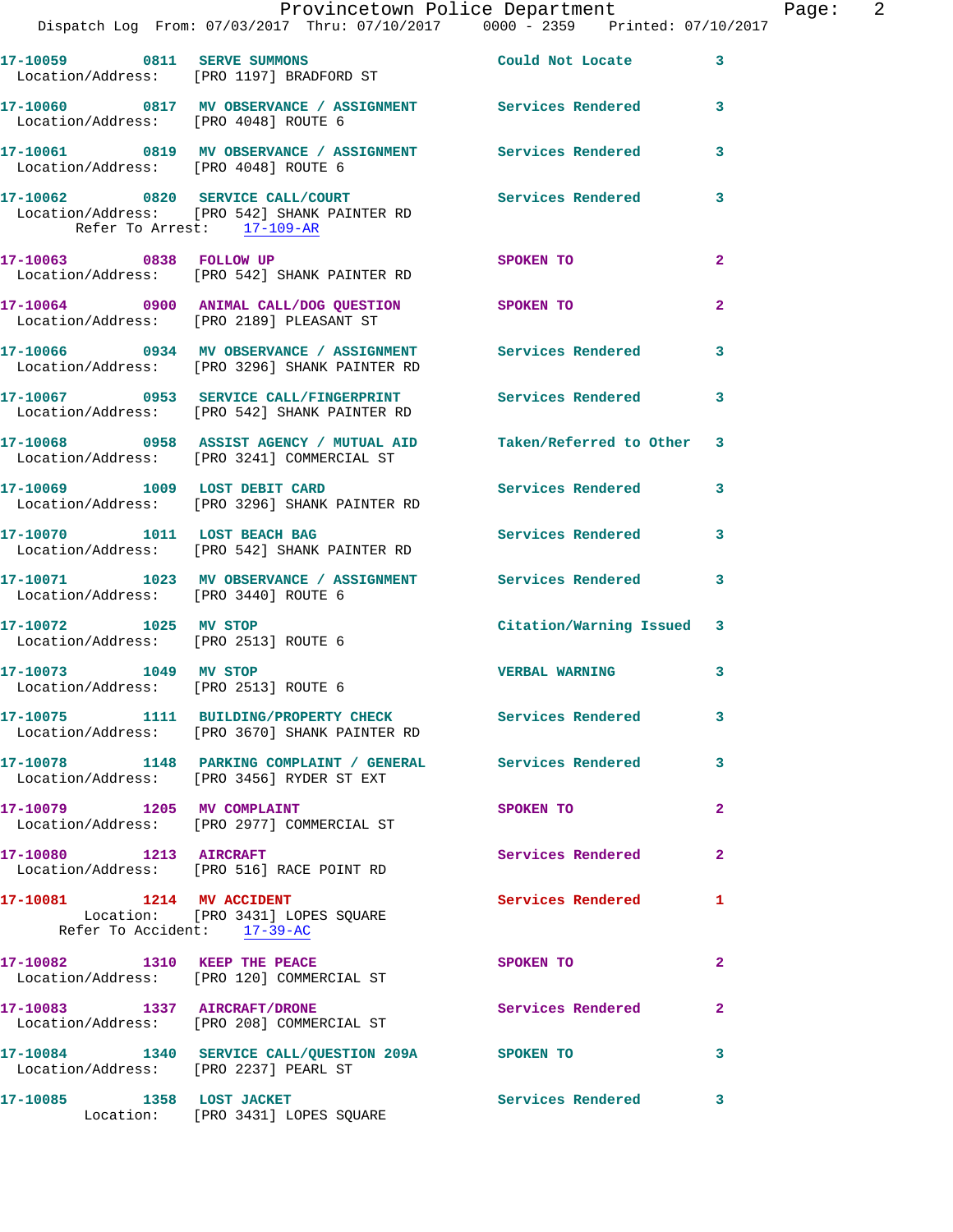**17-10059** 0811 **SERVE SUMMONS** Could Not Locate 3
Location/Address: [PRO 1197] BRADFORD ST

**17-10060** 0817 **MV OBSERVANCE / ASSIGNMENT** Services Rendered 3
Location/Address: [PRO 4048] ROUTE 6

**17-10061** 0819 **MV OBSERVANCE / ASSIGNMENT** Services Rendered 3
Location/Address: [PRO 4048] ROUTE 6

**17-10062** 0820 **SERVICE CALL/COURT** Services Rendered 3
Location/Address: [PRO 542] SHANK PAINTER RD
Refer To Arrest: 17-109-AR

**17-10063** 0838 **FOLLOW UP** SPOKEN TO 2
Location/Address: [PRO 542] SHANK PAINTER RD

**17-10064** 0900 **ANIMAL CALL/DOG QUESTION** SPOKEN TO 2
Location/Address: [PRO 2189] PLEASANT ST

**17-10066** 0934 **MV OBSERVANCE / ASSIGNMENT** Services Rendered 3
Location/Address: [PRO 3296] SHANK PAINTER RD

**17-10067** 0953 **SERVICE CALL/FINGERPRINT** Services Rendered 3
Location/Address: [PRO 542] SHANK PAINTER RD

**17-10068** 0958 **ASSIST AGENCY / MUTUAL AID** Taken/Referred to Other 3
Location/Address: [PRO 3241] COMMERCIAL ST

**17-10069** 1009 **LOST DEBIT CARD** Services Rendered 3
Location/Address: [PRO 3296] SHANK PAINTER RD

**17-10070** 1011 **LOST BEACH BAG** Services Rendered 3
Location/Address: [PRO 542] SHANK PAINTER RD

**17-10071** 1023 **MV OBSERVANCE / ASSIGNMENT** Services Rendered 3
Location/Address: [PRO 3440] ROUTE 6

**17-10072** 1025 **MV STOP** Citation/Warning Issued 3
Location/Address: [PRO 2513] ROUTE 6

**17-10073** 1049 **MV STOP** VERBAL WARNING 3
Location/Address: [PRO 2513] ROUTE 6

**17-10075** 1111 **BUILDING/PROPERTY CHECK** Services Rendered 3
Location/Address: [PRO 3670] SHANK PAINTER RD

**17-10078** 1148 **PARKING COMPLAINT / GENERAL** Services Rendered 3
Location/Address: [PRO 3456] RYDER ST EXT

**17-10079** 1205 **MV COMPLAINT** SPOKEN TO 2
Location/Address: [PRO 2977] COMMERCIAL ST

**17-10080** 1213 **AIRCRAFT** Services Rendered 2
Location/Address: [PRO 516] RACE POINT RD

**17-10081** 1214 **MV ACCIDENT** Services Rendered 1
Location: [PRO 3431] LOPES SQUARE
Refer To Accident: 17-39-AC

**17-10082** 1310 **KEEP THE PEACE** SPOKEN TO 2
Location/Address: [PRO 120] COMMERCIAL ST

**17-10083** 1337 **AIRCRAFT/DRONE** Services Rendered 2
Location/Address: [PRO 208] COMMERCIAL ST

**17-10084** 1340 **SERVICE CALL/QUESTION 209A** SPOKEN TO 3
Location/Address: [PRO 2237] PEARL ST

**17-10085** 1358 **LOST JACKET** Services Rendered 3
Location: [PRO 3431] LOPES SQUARE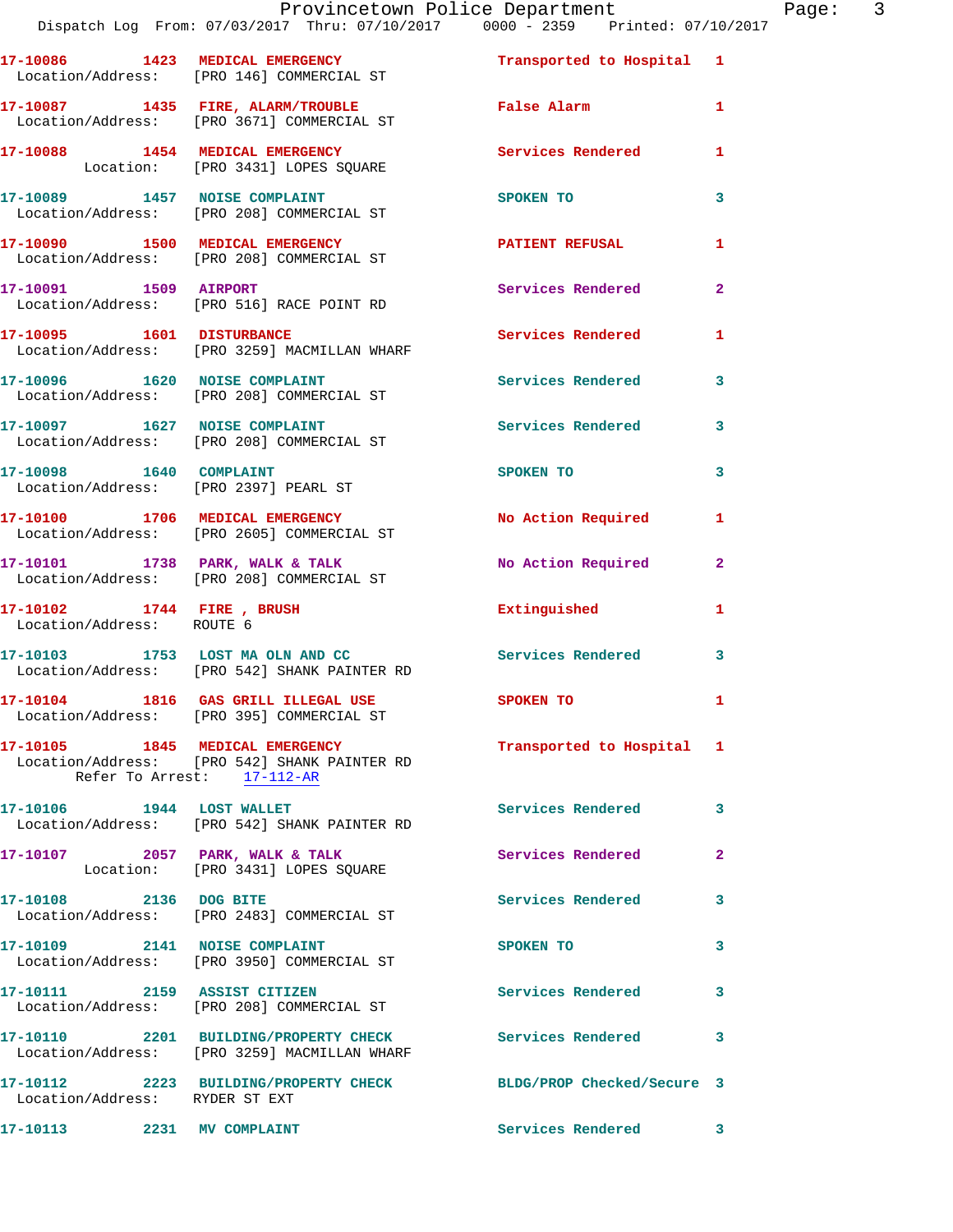17-10086 1423 MEDICAL EMERGENCY Transported to Hospital 1
Location/Address: [PRO 146] COMMERCIAL ST

17-10087 1435 FIRE, ALARM/TROUBLE False Alarm 1
Location/Address: [PRO 3671] COMMERCIAL ST

17-10088 1454 MEDICAL EMERGENCY Services Rendered 1
Location: [PRO 3431] LOPES SQUARE

17-10089 1457 NOISE COMPLAINT SPOKEN TO 3
Location/Address: [PRO 208] COMMERCIAL ST

17-10090 1500 MEDICAL EMERGENCY PATIENT REFUSAL 1
Location/Address: [PRO 208] COMMERCIAL ST

17-10091 1509 AIRPORT Services Rendered 2
Location/Address: [PRO 516] RACE POINT RD

17-10095 1601 DISTURBANCE Services Rendered 1
Location/Address: [PRO 3259] MACMILLAN WHARF

17-10096 1620 NOISE COMPLAINT Services Rendered 3
Location/Address: [PRO 208] COMMERCIAL ST

17-10097 1627 NOISE COMPLAINT Services Rendered 3
Location/Address: [PRO 208] COMMERCIAL ST

17-10098 1640 COMPLAINT SPOKEN TO 3
Location/Address: [PRO 2397] PEARL ST

17-10100 1706 MEDICAL EMERGENCY No Action Required 1
Location/Address: [PRO 2605] COMMERCIAL ST

17-10101 1738 PARK, WALK & TALK No Action Required 2
Location/Address: [PRO 208] COMMERCIAL ST

17-10102 1744 FIRE , BRUSH Extinguished 1
Location/Address: ROUTE 6

17-10103 1753 LOST MA OLN AND CC Services Rendered 3
Location/Address: [PRO 542] SHANK PAINTER RD

17-10104 1816 GAS GRILL ILLEGAL USE SPOKEN TO 1
Location/Address: [PRO 395] COMMERCIAL ST

17-10105 1845 MEDICAL EMERGENCY Transported to Hospital 1
Location/Address: [PRO 542] SHANK PAINTER RD
Refer To Arrest: 17-112-AR

17-10106 1944 LOST WALLET Services Rendered 3
Location/Address: [PRO 542] SHANK PAINTER RD

17-10107 2057 PARK, WALK & TALK Services Rendered 2
Location: [PRO 3431] LOPES SQUARE

17-10108 2136 DOG BITE Services Rendered 3
Location/Address: [PRO 2483] COMMERCIAL ST

17-10109 2141 NOISE COMPLAINT SPOKEN TO 3
Location/Address: [PRO 3950] COMMERCIAL ST

17-10111 2159 ASSIST CITIZEN Services Rendered 3
Location/Address: [PRO 208] COMMERCIAL ST

17-10110 2201 BUILDING/PROPERTY CHECK Services Rendered 3
Location/Address: [PRO 3259] MACMILLAN WHARF

17-10112 2223 BUILDING/PROPERTY CHECK BLDG/PROP Checked/Secure 3
Location/Address: RYDER ST EXT

17-10113 2231 MV COMPLAINT Services Rendered 3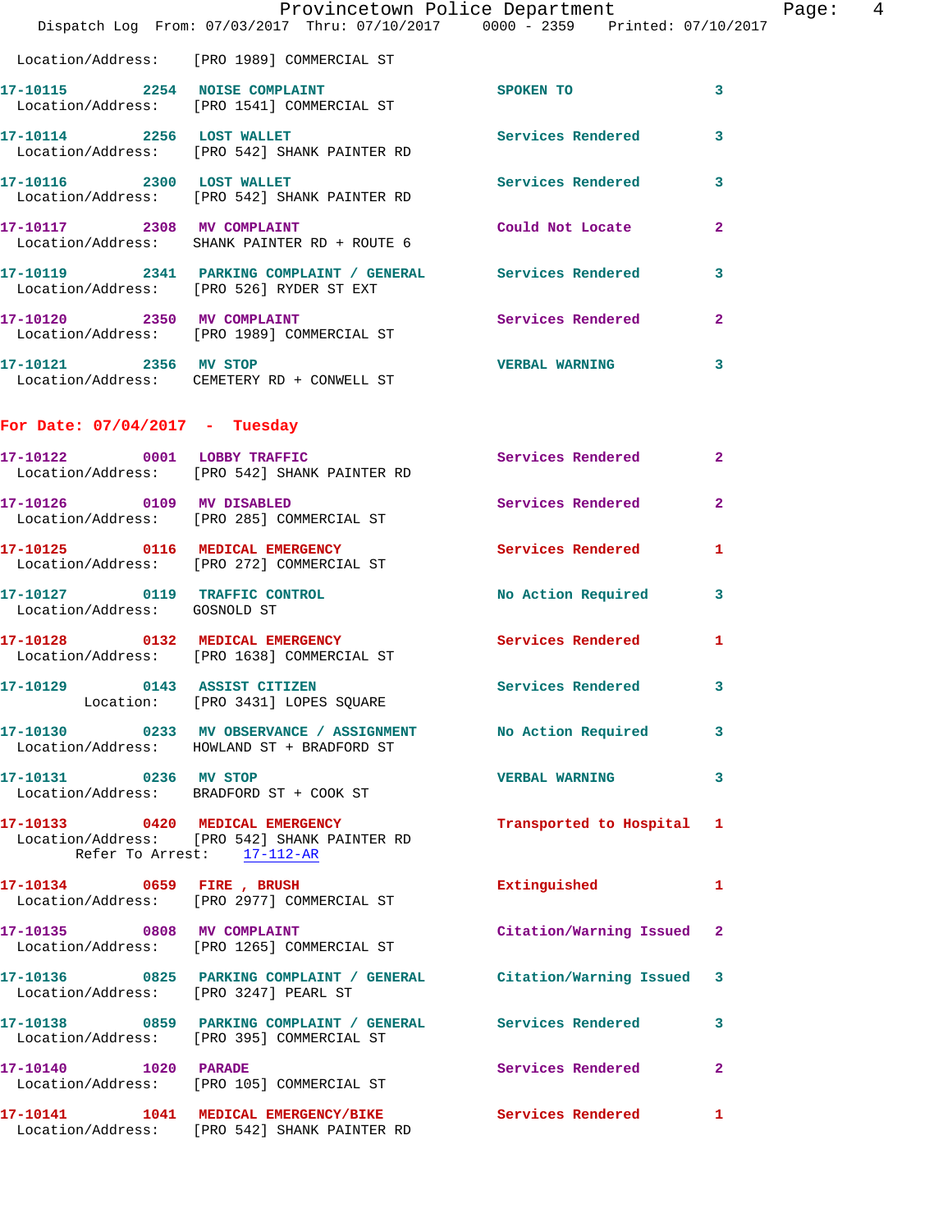Location/Address: [PRO 1989] COMMERCIAL ST

**17-10115** 2254 **NOISE COMPLAINT** SPOKEN TO 3
Location/Address: [PRO 1541] COMMERCIAL ST

**17-10114** 2256 **LOST WALLET** Services Rendered 3
Location/Address: [PRO 542] SHANK PAINTER RD

**17-10116** 2300 **LOST WALLET** Services Rendered 3
Location/Address: [PRO 542] SHANK PAINTER RD

**17-10117** 2308 **MV COMPLAINT** Could Not Locate 2
Location/Address: SHANK PAINTER RD + ROUTE 6

**17-10119** 2341 **PARKING COMPLAINT / GENERAL** Services Rendered 3
Location/Address: [PRO 526] RYDER ST EXT

**17-10120** 2350 **MV COMPLAINT** Services Rendered 2
Location/Address: [PRO 1989] COMMERCIAL ST

**17-10121** 2356 **MV STOP** VERBAL WARNING 3
Location/Address: CEMETERY RD + CONWELL ST

## For Date: 07/04/2017 - Tuesday

**17-10122** 0001 **LOBBY TRAFFIC** Services Rendered 2
Location/Address: [PRO 542] SHANK PAINTER RD

**17-10126** 0109 **MV DISABLED** Services Rendered 2
Location/Address: [PRO 285] COMMERCIAL ST

**17-10125** 0116 **MEDICAL EMERGENCY** Services Rendered 1
Location/Address: [PRO 272] COMMERCIAL ST

**17-10127** 0119 **TRAFFIC CONTROL** No Action Required 3
Location/Address: GOSNOLD ST

**17-10128** 0132 **MEDICAL EMERGENCY** Services Rendered 1
Location/Address: [PRO 1638] COMMERCIAL ST

**17-10129** 0143 **ASSIST CITIZEN** Services Rendered 3
Location: [PRO 3431] LOPES SQUARE

**17-10130** 0233 **MV OBSERVANCE / ASSIGNMENT** No Action Required 3
Location/Address: HOWLAND ST + BRADFORD ST

**17-10131** 0236 **MV STOP** VERBAL WARNING 3
Location/Address: BRADFORD ST + COOK ST

**17-10133** 0420 **MEDICAL EMERGENCY** Transported to Hospital 1
Location/Address: [PRO 542] SHANK PAINTER RD
Refer To Arrest: 17-112-AR

**17-10134** 0659 **FIRE , BRUSH** Extinguished 1
Location/Address: [PRO 2977] COMMERCIAL ST

**17-10135** 0808 **MV COMPLAINT** Citation/Warning Issued 2
Location/Address: [PRO 1265] COMMERCIAL ST

**17-10136** 0825 **PARKING COMPLAINT / GENERAL** Citation/Warning Issued 3
Location/Address: [PRO 3247] PEARL ST

**17-10138** 0859 **PARKING COMPLAINT / GENERAL** Services Rendered 3
Location/Address: [PRO 395] COMMERCIAL ST

**17-10140** 1020 **PARADE** Services Rendered 2
Location/Address: [PRO 105] COMMERCIAL ST

**17-10141** 1041 **MEDICAL EMERGENCY/BIKE** Services Rendered 1
Location/Address: [PRO 542] SHANK PAINTER RD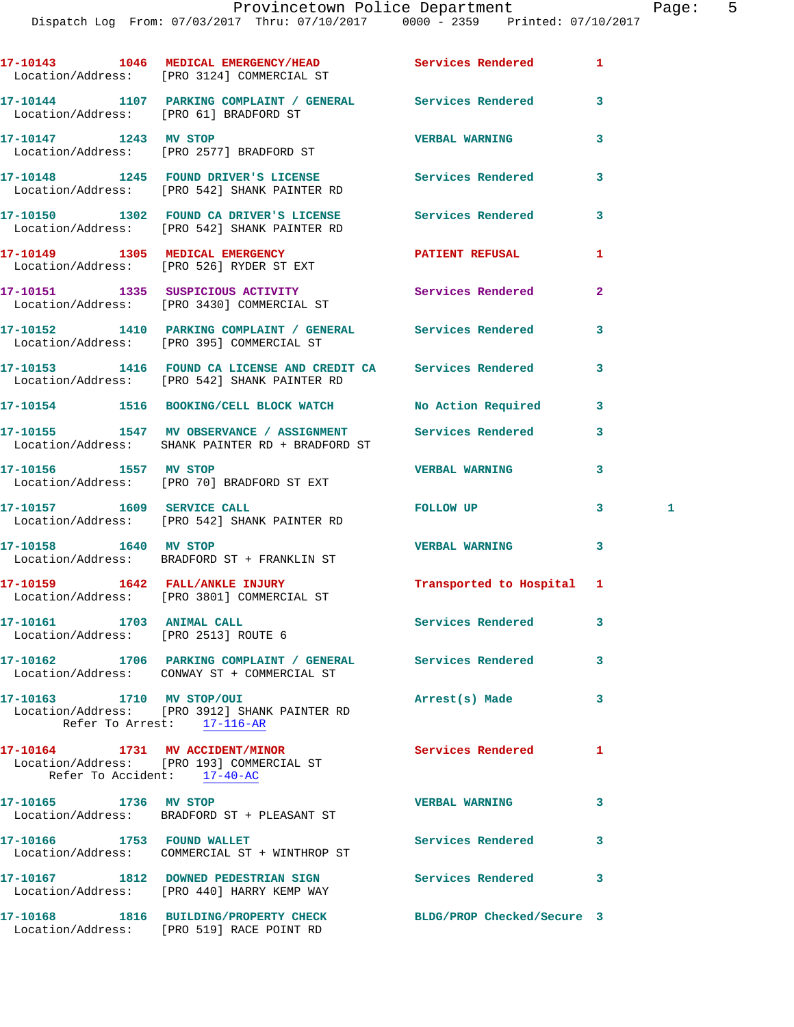17-10143 1046 MEDICAL EMERGENCY/HEAD Services Rendered 1
Location/Address: [PRO 3124] COMMERCIAL ST

17-10144 1107 PARKING COMPLAINT / GENERAL Services Rendered 3
Location/Address: [PRO 61] BRADFORD ST

17-10147 1243 MV STOP VERBAL WARNING 3
Location/Address: [PRO 2577] BRADFORD ST

17-10148 1245 FOUND DRIVER'S LICENSE Services Rendered 3
Location/Address: [PRO 542] SHANK PAINTER RD

17-10150 1302 FOUND CA DRIVER'S LICENSE Services Rendered 3
Location/Address: [PRO 542] SHANK PAINTER RD

17-10149 1305 MEDICAL EMERGENCY PATIENT REFUSAL 1
Location/Address: [PRO 526] RYDER ST EXT

17-10151 1335 SUSPICIOUS ACTIVITY Services Rendered 2
Location/Address: [PRO 3430] COMMERCIAL ST

17-10152 1410 PARKING COMPLAINT / GENERAL Services Rendered 3
Location/Address: [PRO 395] COMMERCIAL ST

17-10153 1416 FOUND CA LICENSE AND CREDIT CA Services Rendered 3
Location/Address: [PRO 542] SHANK PAINTER RD

17-10154 1516 BOOKING/CELL BLOCK WATCH No Action Required 3

17-10155 1547 MV OBSERVANCE / ASSIGNMENT Services Rendered 3
Location/Address: SHANK PAINTER RD + BRADFORD ST

17-10156 1557 MV STOP VERBAL WARNING 3
Location/Address: [PRO 70] BRADFORD ST EXT

17-10157 1609 SERVICE CALL FOLLOW UP 3 1
Location/Address: [PRO 542] SHANK PAINTER RD

17-10158 1640 MV STOP VERBAL WARNING 3
Location/Address: BRADFORD ST + FRANKLIN ST

17-10159 1642 FALL/ANKLE INJURY Transported to Hospital 1
Location/Address: [PRO 3801] COMMERCIAL ST

17-10161 1703 ANIMAL CALL Services Rendered 3
Location/Address: [PRO 2513] ROUTE 6

17-10162 1706 PARKING COMPLAINT / GENERAL Services Rendered 3
Location/Address: CONWAY ST + COMMERCIAL ST

17-10163 1710 MV STOP/OUI Arrest(s) Made 3
Location/Address: [PRO 3912] SHANK PAINTER RD
Refer To Arrest: 17-116-AR

17-10164 1731 MV ACCIDENT/MINOR Services Rendered 1
Location/Address: [PRO 193] COMMERCIAL ST
Refer To Accident: 17-40-AC

17-10165 1736 MV STOP VERBAL WARNING 3
Location/Address: BRADFORD ST + PLEASANT ST

17-10166 1753 FOUND WALLET Services Rendered 3
Location/Address: COMMERCIAL ST + WINTHROP ST

17-10167 1812 DOWNED PEDESTRIAN SIGN Services Rendered 3
Location/Address: [PRO 440] HARRY KEMP WAY

17-10168 1816 BUILDING/PROPERTY CHECK BLDG/PROP Checked/Secure 3
Location/Address: [PRO 519] RACE POINT RD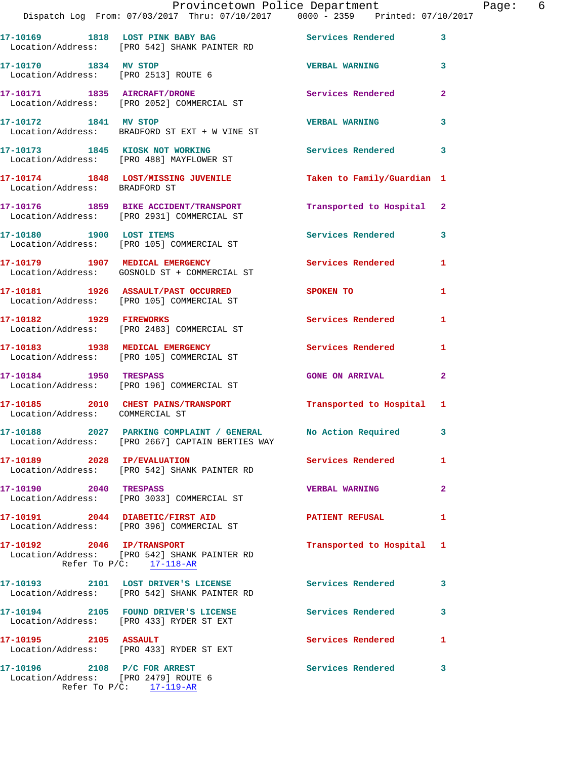17-10169 1818 LOST PINK BABY BAG Services Rendered 3
Location/Address: [PRO 542] SHANK PAINTER RD

17-10170 1834 MV STOP VERBAL WARNING 3
Location/Address: [PRO 2513] ROUTE 6

17-10171 1835 AIRCRAFT/DRONE Services Rendered 2
Location/Address: [PRO 2052] COMMERCIAL ST

17-10172 1841 MV STOP VERBAL WARNING 3
Location/Address: BRADFORD ST EXT + W VINE ST

17-10173 1845 KIOSK NOT WORKING Services Rendered 3
Location/Address: [PRO 488] MAYFLOWER ST

17-10174 1848 LOST/MISSING JUVENILE Taken to Family/Guardian 1
Location/Address: BRADFORD ST

17-10176 1859 BIKE ACCIDENT/TRANSPORT Transported to Hospital 2
Location/Address: [PRO 2931] COMMERCIAL ST

17-10180 1900 LOST ITEMS Services Rendered 3
Location/Address: [PRO 105] COMMERCIAL ST

17-10179 1907 MEDICAL EMERGENCY Services Rendered 1
Location/Address: GOSNOLD ST + COMMERCIAL ST

17-10181 1926 ASSAULT/PAST OCCURRED SPOKEN TO 1
Location/Address: [PRO 105] COMMERCIAL ST

17-10182 1929 FIREWORKS Services Rendered 1
Location/Address: [PRO 2483] COMMERCIAL ST

17-10183 1938 MEDICAL EMERGENCY Services Rendered 1
Location/Address: [PRO 105] COMMERCIAL ST

17-10184 1950 TRESPASS GONE ON ARRIVAL 2
Location/Address: [PRO 196] COMMERCIAL ST

17-10185 2010 CHEST PAINS/TRANSPORT Transported to Hospital 1
Location/Address: COMMERCIAL ST

17-10188 2027 PARKING COMPLAINT / GENERAL No Action Required 3
Location/Address: [PRO 2667] CAPTAIN BERTIES WAY

17-10189 2028 IP/EVALUATION Services Rendered 1
Location/Address: [PRO 542] SHANK PAINTER RD

17-10190 2040 TRESPASS VERBAL WARNING 2
Location/Address: [PRO 3033] COMMERCIAL ST

17-10191 2044 DIABETIC/FIRST AID PATIENT REFUSAL 1
Location/Address: [PRO 396] COMMERCIAL ST

17-10192 2046 IP/TRANSPORT Transported to Hospital 1
Location/Address: [PRO 542] SHANK PAINTER RD
Refer To P/C: 17-118-AR

17-10193 2101 LOST DRIVER'S LICENSE Services Rendered 3
Location/Address: [PRO 542] SHANK PAINTER RD

17-10194 2105 FOUND DRIVER'S LICENSE Services Rendered 3
Location/Address: [PRO 433] RYDER ST EXT

17-10195 2105 ASSAULT Services Rendered 1
Location/Address: [PRO 433] RYDER ST EXT

17-10196 2108 P/C FOR ARREST Services Rendered 3
Location/Address: [PRO 2479] ROUTE 6
Refer To P/C: 17-119-AR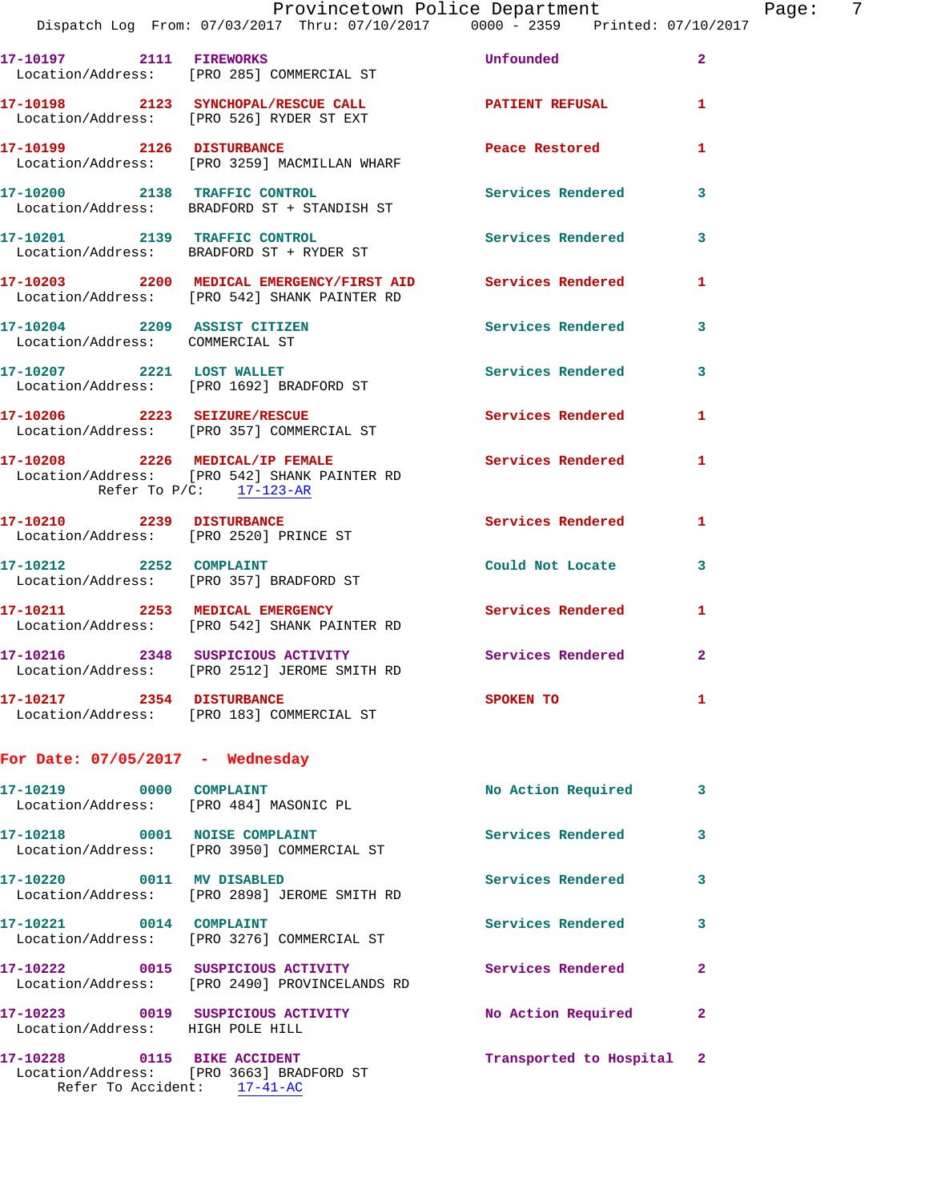17-10197 2111 FIREWORKS Unfounded 2
Location/Address: [PRO 285] COMMERCIAL ST

17-10198 2123 SYNCHOPAL/RESCUE CALL PATIENT REFUSAL 1
Location/Address: [PRO 526] RYDER ST EXT

17-10199 2126 DISTURBANCE Peace Restored 1
Location/Address: [PRO 3259] MACMILLAN WHARF

17-10200 2138 TRAFFIC CONTROL Services Rendered 3
Location/Address: BRADFORD ST + STANDISH ST

17-10201 2139 TRAFFIC CONTROL Services Rendered 3
Location/Address: BRADFORD ST + RYDER ST

17-10203 2200 MEDICAL EMERGENCY/FIRST AID Services Rendered 1
Location/Address: [PRO 542] SHANK PAINTER RD

17-10204 2209 ASSIST CITIZEN Services Rendered 3
Location/Address: COMMERCIAL ST

17-10207 2221 LOST WALLET Services Rendered 3
Location/Address: [PRO 1692] BRADFORD ST

17-10206 2223 SEIZURE/RESCUE Services Rendered 1
Location/Address: [PRO 357] COMMERCIAL ST

17-10208 2226 MEDICAL/IP FEMALE Services Rendered 1
Location/Address: [PRO 542] SHANK PAINTER RD
Refer To P/C: 17-123-AR

17-10210 2239 DISTURBANCE Services Rendered 1
Location/Address: [PRO 2520] PRINCE ST

17-10212 2252 COMPLAINT Could Not Locate 3
Location/Address: [PRO 357] BRADFORD ST

17-10211 2253 MEDICAL EMERGENCY Services Rendered 1
Location/Address: [PRO 542] SHANK PAINTER RD

17-10216 2348 SUSPICIOUS ACTIVITY Services Rendered 2
Location/Address: [PRO 2512] JEROME SMITH RD

17-10217 2354 DISTURBANCE SPOKEN TO 1
Location/Address: [PRO 183] COMMERCIAL ST

## For Date: 07/05/2017 - Wednesday

17-10219 0000 COMPLAINT No Action Required 3
Location/Address: [PRO 484] MASONIC PL

17-10218 0001 NOISE COMPLAINT Services Rendered 3
Location/Address: [PRO 3950] COMMERCIAL ST

17-10220 0011 MV DISABLED Services Rendered 3
Location/Address: [PRO 2898] JEROME SMITH RD

17-10221 0014 COMPLAINT Services Rendered 3
Location/Address: [PRO 3276] COMMERCIAL ST

17-10222 0015 SUSPICIOUS ACTIVITY Services Rendered 2
Location/Address: [PRO 2490] PROVINCELANDS RD

17-10223 0019 SUSPICIOUS ACTIVITY No Action Required 2
Location/Address: HIGH POLE HILL

17-10228 0115 BIKE ACCIDENT Transported to Hospital 2
Location/Address: [PRO 3663] BRADFORD ST
Refer To Accident: 17-41-AC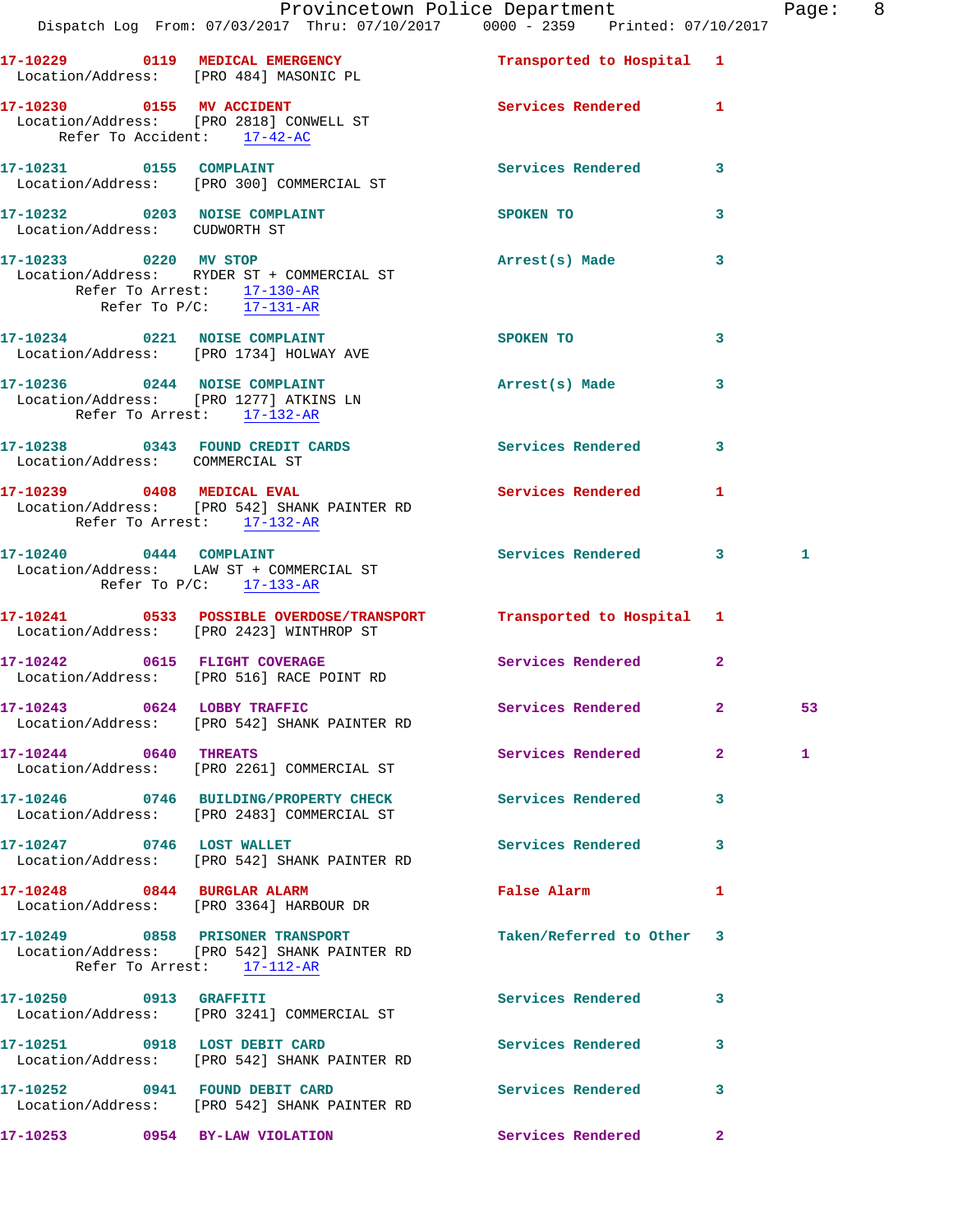**17-10229** 0119 **MEDICAL EMERGENCY** Transported to Hospital 1
Location/Address: [PRO 484] MASONIC PL

**17-10230** 0155 **MV ACCIDENT** Services Rendered 1
Location/Address: [PRO 2818] CONWELL ST
Refer To Accident: 17-42-AC

**17-10231** 0155 **COMPLAINT** Services Rendered 3
Location/Address: [PRO 300] COMMERCIAL ST

**17-10232** 0203 **NOISE COMPLAINT** SPOKEN TO 3
Location/Address: CUDWORTH ST

**17-10233** 0220 **MV STOP** Arrest(s) Made 3
Location/Address: RYDER ST + COMMERCIAL ST
Refer To Arrest: 17-130-AR
Refer To P/C: 17-131-AR

**17-10234** 0221 **NOISE COMPLAINT** SPOKEN TO 3
Location/Address: [PRO 1734] HOLWAY AVE

**17-10236** 0244 **NOISE COMPLAINT** Arrest(s) Made 3
Location/Address: [PRO 1277] ATKINS LN
Refer To Arrest: 17-132-AR

**17-10238** 0343 **FOUND CREDIT CARDS** Services Rendered 3
Location/Address: COMMERCIAL ST

**17-10239** 0408 **MEDICAL EVAL** Services Rendered 1
Location/Address: [PRO 542] SHANK PAINTER RD
Refer To Arrest: 17-132-AR

**17-10240** 0444 **COMPLAINT** Services Rendered 3 1
Location/Address: LAW ST + COMMERCIAL ST
Refer To P/C: 17-133-AR

**17-10241** 0533 **POSSIBLE OVERDOSE/TRANSPORT** Transported to Hospital 1
Location/Address: [PRO 2423] WINTHROP ST

**17-10242** 0615 **FLIGHT COVERAGE** Services Rendered 2
Location/Address: [PRO 516] RACE POINT RD

**17-10243** 0624 **LOBBY TRAFFIC** Services Rendered 2 53
Location/Address: [PRO 542] SHANK PAINTER RD

**17-10244** 0640 **THREATS** Services Rendered 2 1
Location/Address: [PRO 2261] COMMERCIAL ST

**17-10246** 0746 **BUILDING/PROPERTY CHECK** Services Rendered 3
Location/Address: [PRO 2483] COMMERCIAL ST

**17-10247** 0746 **LOST WALLET** Services Rendered 3
Location/Address: [PRO 542] SHANK PAINTER RD

**17-10248** 0844 **BURGLAR ALARM** False Alarm 1
Location/Address: [PRO 3364] HARBOUR DR

**17-10249** 0858 **PRISONER TRANSPORT** Taken/Referred to Other 3
Location/Address: [PRO 542] SHANK PAINTER RD
Refer To Arrest: 17-112-AR

**17-10250** 0913 **GRAFFITI** Services Rendered 3
Location/Address: [PRO 3241] COMMERCIAL ST

**17-10251** 0918 **LOST DEBIT CARD** Services Rendered 3
Location/Address: [PRO 542] SHANK PAINTER RD

**17-10252** 0941 **FOUND DEBIT CARD** Services Rendered 3
Location/Address: [PRO 542] SHANK PAINTER RD

**17-10253** 0954 **BY-LAW VIOLATION** Services Rendered 2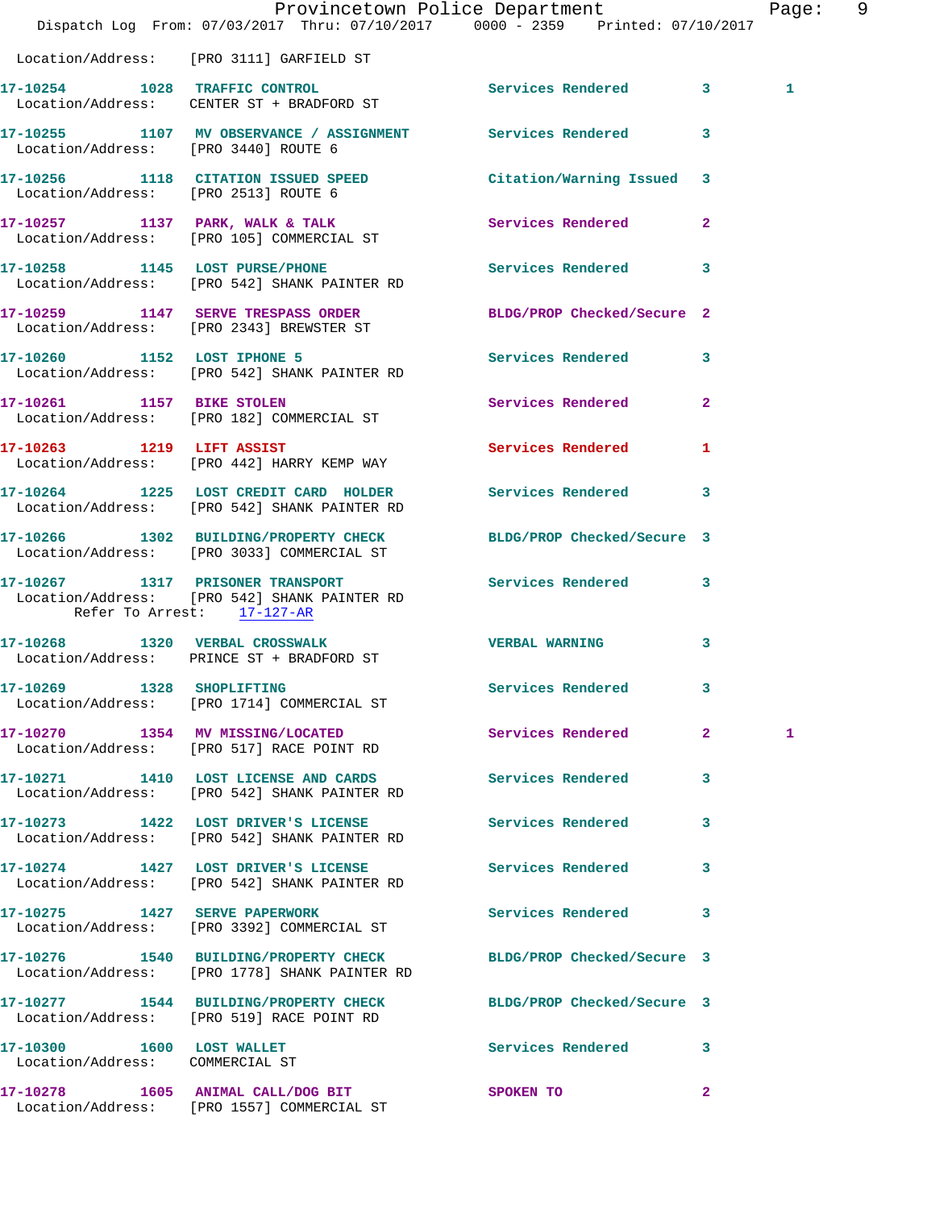Location/Address: [PRO 3111] GARFIELD ST

**17-10254** 1028 TRAFFIC CONTROL Services Rendered 3 1
Location/Address: CENTER ST + BRADFORD ST

**17-10255** 1107 MV OBSERVANCE / ASSIGNMENT Services Rendered 3
Location/Address: [PRO 3440] ROUTE 6

**17-10256** 1118 CITATION ISSUED SPEED Citation/Warning Issued 3
Location/Address: [PRO 2513] ROUTE 6

**17-10257** 1137 PARK, WALK & TALK Services Rendered 2
Location/Address: [PRO 105] COMMERCIAL ST

**17-10258** 1145 LOST PURSE/PHONE Services Rendered 3
Location/Address: [PRO 542] SHANK PAINTER RD

**17-10259** 1147 SERVE TRESPASS ORDER BLDG/PROP Checked/Secure 2
Location/Address: [PRO 2343] BREWSTER ST

**17-10260** 1152 LOST IPHONE 5 Services Rendered 3
Location/Address: [PRO 542] SHANK PAINTER RD

**17-10261** 1157 BIKE STOLEN Services Rendered 2
Location/Address: [PRO 182] COMMERCIAL ST

**17-10263** 1219 LIFT ASSIST Services Rendered 1
Location/Address: [PRO 442] HARRY KEMP WAY

**17-10264** 1225 LOST CREDIT CARD HOLDER Services Rendered 3
Location/Address: [PRO 542] SHANK PAINTER RD

**17-10266** 1302 BUILDING/PROPERTY CHECK BLDG/PROP Checked/Secure 3
Location/Address: [PRO 3033] COMMERCIAL ST

**17-10267** 1317 PRISONER TRANSPORT Services Rendered 3
Location/Address: [PRO 542] SHANK PAINTER RD
Refer To Arrest: 17-127-AR

**17-10268** 1320 VERBAL CROSSWALK VERBAL WARNING 3
Location/Address: PRINCE ST + BRADFORD ST

**17-10269** 1328 SHOPLIFTING Services Rendered 3
Location/Address: [PRO 1714] COMMERCIAL ST

**17-10270** 1354 MV MISSING/LOCATED Services Rendered 2 1
Location/Address: [PRO 517] RACE POINT RD

**17-10271** 1410 LOST LICENSE AND CARDS Services Rendered 3
Location/Address: [PRO 542] SHANK PAINTER RD

**17-10273** 1422 LOST DRIVER'S LICENSE Services Rendered 3
Location/Address: [PRO 542] SHANK PAINTER RD

**17-10274** 1427 LOST DRIVER'S LICENSE Services Rendered 3
Location/Address: [PRO 542] SHANK PAINTER RD

**17-10275** 1427 SERVE PAPERWORK Services Rendered 3
Location/Address: [PRO 3392] COMMERCIAL ST

**17-10276** 1540 BUILDING/PROPERTY CHECK BLDG/PROP Checked/Secure 3
Location/Address: [PRO 1778] SHANK PAINTER RD

**17-10277** 1544 BUILDING/PROPERTY CHECK BLDG/PROP Checked/Secure 3
Location/Address: [PRO 519] RACE POINT RD

**17-10300** 1600 LOST WALLET Services Rendered 3
Location/Address: COMMERCIAL ST

**17-10278** 1605 ANIMAL CALL/DOG BIT SPOKEN TO 2
Location/Address: [PRO 1557] COMMERCIAL ST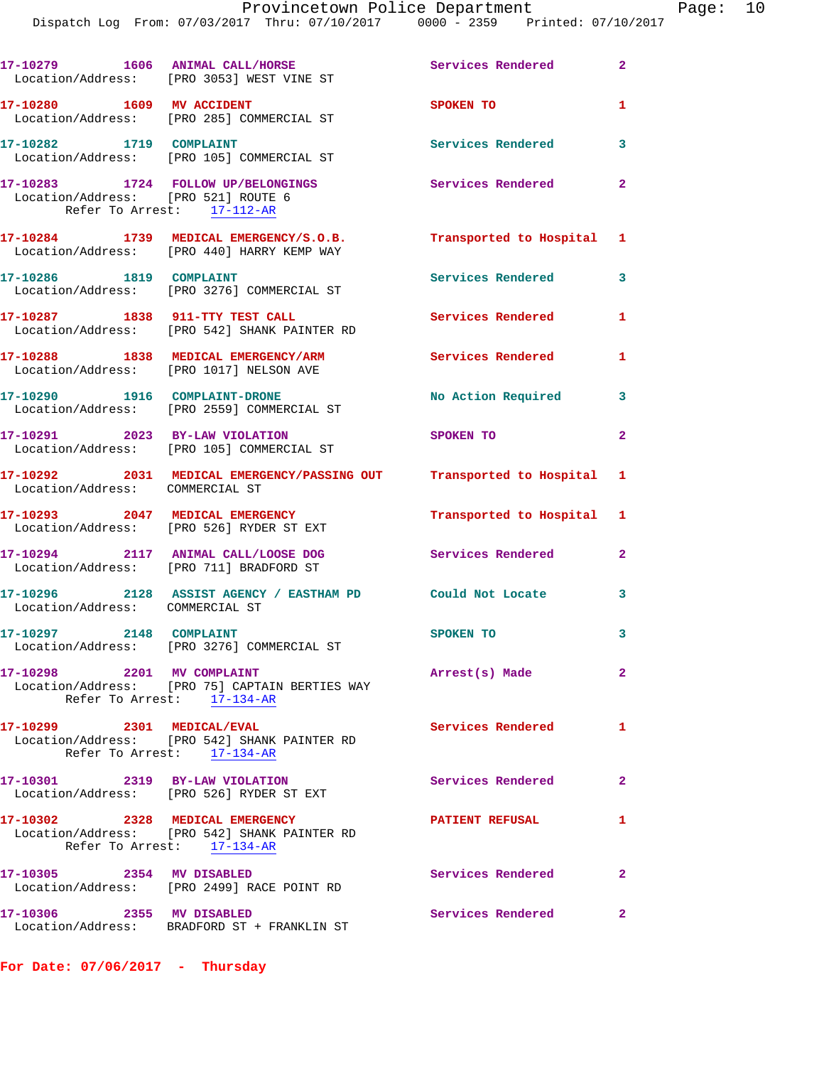17-10279 1606 ANIMAL CALL/HORSE Services Rendered 2
Location/Address: [PRO 3053] WEST VINE ST

17-10280 1609 MV ACCIDENT SPOKEN TO 1
Location/Address: [PRO 285] COMMERCIAL ST

17-10282 1719 COMPLAINT Services Rendered 3
Location/Address: [PRO 105] COMMERCIAL ST

17-10283 1724 FOLLOW UP/BELONGINGS Services Rendered 2
Location/Address: [PRO 521] ROUTE 6
Refer To Arrest: 17-112-AR

17-10284 1739 MEDICAL EMERGENCY/S.O.B. Transported to Hospital 1
Location/Address: [PRO 440] HARRY KEMP WAY

17-10286 1819 COMPLAINT Services Rendered 3
Location/Address: [PRO 3276] COMMERCIAL ST

17-10287 1838 911-TTY TEST CALL Services Rendered 1
Location/Address: [PRO 542] SHANK PAINTER RD

17-10288 1838 MEDICAL EMERGENCY/ARM Services Rendered 1
Location/Address: [PRO 1017] NELSON AVE

17-10290 1916 COMPLAINT-DRONE No Action Required 3
Location/Address: [PRO 2559] COMMERCIAL ST

17-10291 2023 BY-LAW VIOLATION SPOKEN TO 2
Location/Address: [PRO 105] COMMERCIAL ST

17-10292 2031 MEDICAL EMERGENCY/PASSING OUT Transported to Hospital 1
Location/Address: COMMERCIAL ST

17-10293 2047 MEDICAL EMERGENCY Transported to Hospital 1
Location/Address: [PRO 526] RYDER ST EXT

17-10294 2117 ANIMAL CALL/LOOSE DOG Services Rendered 2
Location/Address: [PRO 711] BRADFORD ST

17-10296 2128 ASSIST AGENCY / EASTHAM PD Could Not Locate 3
Location/Address: COMMERCIAL ST

17-10297 2148 COMPLAINT SPOKEN TO 3
Location/Address: [PRO 3276] COMMERCIAL ST

17-10298 2201 MV COMPLAINT Arrest(s) Made 2
Location/Address: [PRO 75] CAPTAIN BERTIES WAY
Refer To Arrest: 17-134-AR

17-10299 2301 MEDICAL/EVAL Services Rendered 1
Location/Address: [PRO 542] SHANK PAINTER RD
Refer To Arrest: 17-134-AR

17-10301 2319 BY-LAW VIOLATION Services Rendered 2
Location/Address: [PRO 526] RYDER ST EXT

17-10302 2328 MEDICAL EMERGENCY PATIENT REFUSAL 1
Location/Address: [PRO 542] SHANK PAINTER RD
Refer To Arrest: 17-134-AR

17-10305 2354 MV DISABLED Services Rendered 2
Location/Address: [PRO 2499] RACE POINT RD

17-10306 2355 MV DISABLED Services Rendered 2
Location/Address: BRADFORD ST + FRANKLIN ST

**For Date: 07/06/2017 - Thursday**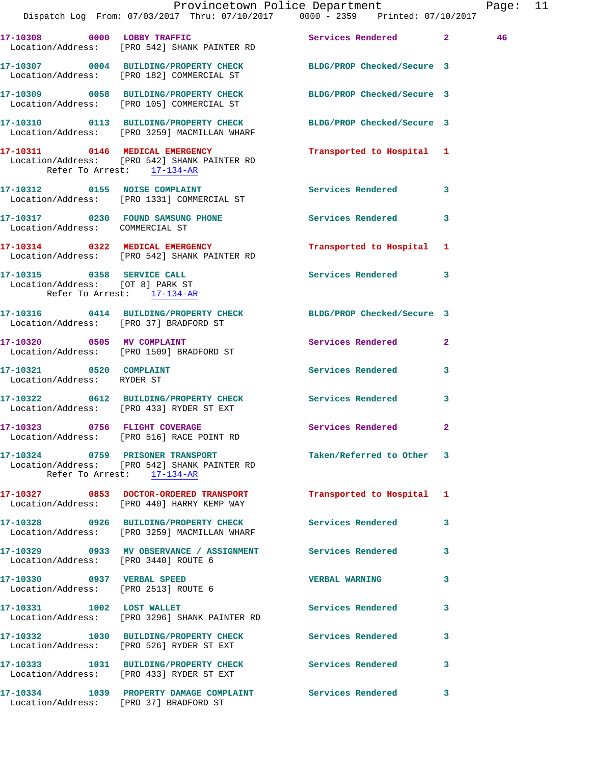17-10308 0000 LOBBY TRAFFIC Services Rendered 2 46
Location/Address: [PRO 542] SHANK PAINTER RD

17-10307 0004 BUILDING/PROPERTY CHECK BLDG/PROP Checked/Secure 3
Location/Address: [PRO 182] COMMERCIAL ST

17-10309 0058 BUILDING/PROPERTY CHECK BLDG/PROP Checked/Secure 3
Location/Address: [PRO 105] COMMERCIAL ST

17-10310 0113 BUILDING/PROPERTY CHECK BLDG/PROP Checked/Secure 3
Location/Address: [PRO 3259] MACMILLAN WHARF

17-10311 0146 MEDICAL EMERGENCY Transported to Hospital 1
Location/Address: [PRO 542] SHANK PAINTER RD
Refer To Arrest: 17-134-AR

17-10312 0155 NOISE COMPLAINT Services Rendered 3
Location/Address: [PRO 1331] COMMERCIAL ST

17-10317 0230 FOUND SAMSUNG PHONE Services Rendered 3
Location/Address: COMMERCIAL ST

17-10314 0322 MEDICAL EMERGENCY Transported to Hospital 1
Location/Address: [PRO 542] SHANK PAINTER RD

17-10315 0358 SERVICE CALL Services Rendered 3
Location/Address: [OT 8] PARK ST
Refer To Arrest: 17-134-AR

17-10316 0414 BUILDING/PROPERTY CHECK BLDG/PROP Checked/Secure 3
Location/Address: [PRO 37] BRADFORD ST

17-10320 0505 MV COMPLAINT Services Rendered 2
Location/Address: [PRO 1509] BRADFORD ST

17-10321 0520 COMPLAINT Services Rendered 3
Location/Address: RYDER ST

17-10322 0612 BUILDING/PROPERTY CHECK Services Rendered 3
Location/Address: [PRO 433] RYDER ST EXT

17-10323 0756 FLIGHT COVERAGE Services Rendered 2
Location/Address: [PRO 516] RACE POINT RD

17-10324 0759 PRISONER TRANSPORT Taken/Referred to Other 3
Location/Address: [PRO 542] SHANK PAINTER RD
Refer To Arrest: 17-134-AR

17-10327 0853 DOCTOR-ORDERED TRANSPORT Transported to Hospital 1
Location/Address: [PRO 440] HARRY KEMP WAY

17-10328 0926 BUILDING/PROPERTY CHECK Services Rendered 3
Location/Address: [PRO 3259] MACMILLAN WHARF

17-10329 0933 MV OBSERVANCE / ASSIGNMENT Services Rendered 3
Location/Address: [PRO 3440] ROUTE 6

17-10330 0937 VERBAL SPEED VERBAL WARNING 3
Location/Address: [PRO 2513] ROUTE 6

17-10331 1002 LOST WALLET Services Rendered 3
Location/Address: [PRO 3296] SHANK PAINTER RD

17-10332 1030 BUILDING/PROPERTY CHECK Services Rendered 3
Location/Address: [PRO 526] RYDER ST EXT

17-10333 1031 BUILDING/PROPERTY CHECK Services Rendered 3
Location/Address: [PRO 433] RYDER ST EXT

17-10334 1039 PROPERTY DAMAGE COMPLAINT Services Rendered 3
Location/Address: [PRO 37] BRADFORD ST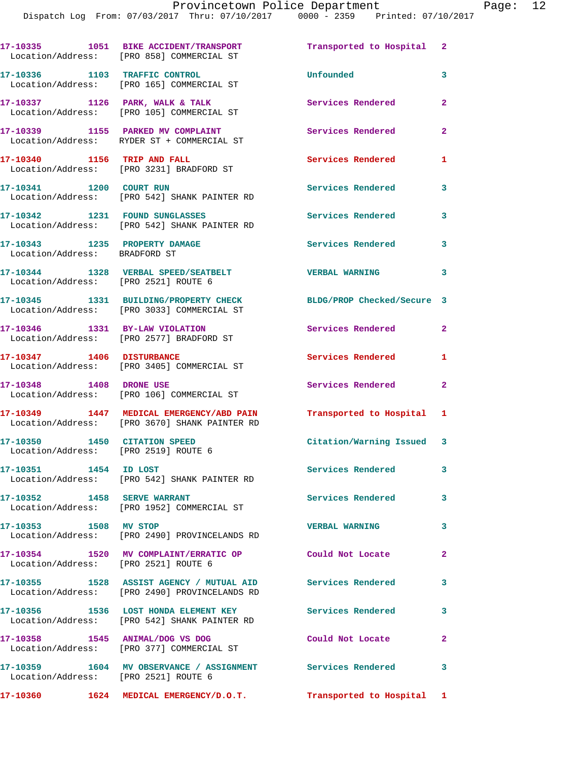17-10335 1051 BIKE ACCIDENT/TRANSPORT Transported to Hospital 2
Location/Address: [PRO 858] COMMERCIAL ST

17-10336 1103 TRAFFIC CONTROL Unfounded 3
Location/Address: [PRO 165] COMMERCIAL ST

17-10337 1126 PARK, WALK & TALK Services Rendered 2
Location/Address: [PRO 105] COMMERCIAL ST

17-10339 1155 PARKED MV COMPLAINT Services Rendered 2
Location/Address: RYDER ST + COMMERCIAL ST

17-10340 1156 TRIP AND FALL Services Rendered 1
Location/Address: [PRO 3231] BRADFORD ST

17-10341 1200 COURT RUN Services Rendered 3
Location/Address: [PRO 542] SHANK PAINTER RD

17-10342 1231 FOUND SUNGLASSES Services Rendered 3
Location/Address: [PRO 542] SHANK PAINTER RD

17-10343 1235 PROPERTY DAMAGE Services Rendered 3
Location/Address: BRADFORD ST

17-10344 1328 VERBAL SPEED/SEATBELT VERBAL WARNING 3
Location/Address: [PRO 2521] ROUTE 6

17-10345 1331 BUILDING/PROPERTY CHECK BLDG/PROP Checked/Secure 3
Location/Address: [PRO 3033] COMMERCIAL ST

17-10346 1331 BY-LAW VIOLATION Services Rendered 2
Location/Address: [PRO 2577] BRADFORD ST

17-10347 1406 DISTURBANCE Services Rendered 1
Location/Address: [PRO 3405] COMMERCIAL ST

17-10348 1408 DRONE USE Services Rendered 2
Location/Address: [PRO 106] COMMERCIAL ST

17-10349 1447 MEDICAL EMERGENCY/ABD PAIN Transported to Hospital 1
Location/Address: [PRO 3670] SHANK PAINTER RD

17-10350 1450 CITATION SPEED Citation/Warning Issued 3
Location/Address: [PRO 2519] ROUTE 6

17-10351 1454 ID LOST Services Rendered 3
Location/Address: [PRO 542] SHANK PAINTER RD

17-10352 1458 SERVE WARRANT Services Rendered 3
Location/Address: [PRO 1952] COMMERCIAL ST

17-10353 1508 MV STOP VERBAL WARNING 3
Location/Address: [PRO 2490] PROVINCELANDS RD

17-10354 1520 MV COMPLAINT/ERRATIC OP Could Not Locate 2
Location/Address: [PRO 2521] ROUTE 6

17-10355 1528 ASSIST AGENCY / MUTUAL AID Services Rendered 3
Location/Address: [PRO 2490] PROVINCELANDS RD

17-10356 1536 LOST HONDA ELEMENT KEY Services Rendered 3
Location/Address: [PRO 542] SHANK PAINTER RD

17-10358 1545 ANIMAL/DOG VS DOG Could Not Locate 2
Location/Address: [PRO 377] COMMERCIAL ST

17-10359 1604 MV OBSERVANCE / ASSIGNMENT Services Rendered 3
Location/Address: [PRO 2521] ROUTE 6

17-10360 1624 MEDICAL EMERGENCY/D.O.T. Transported to Hospital 1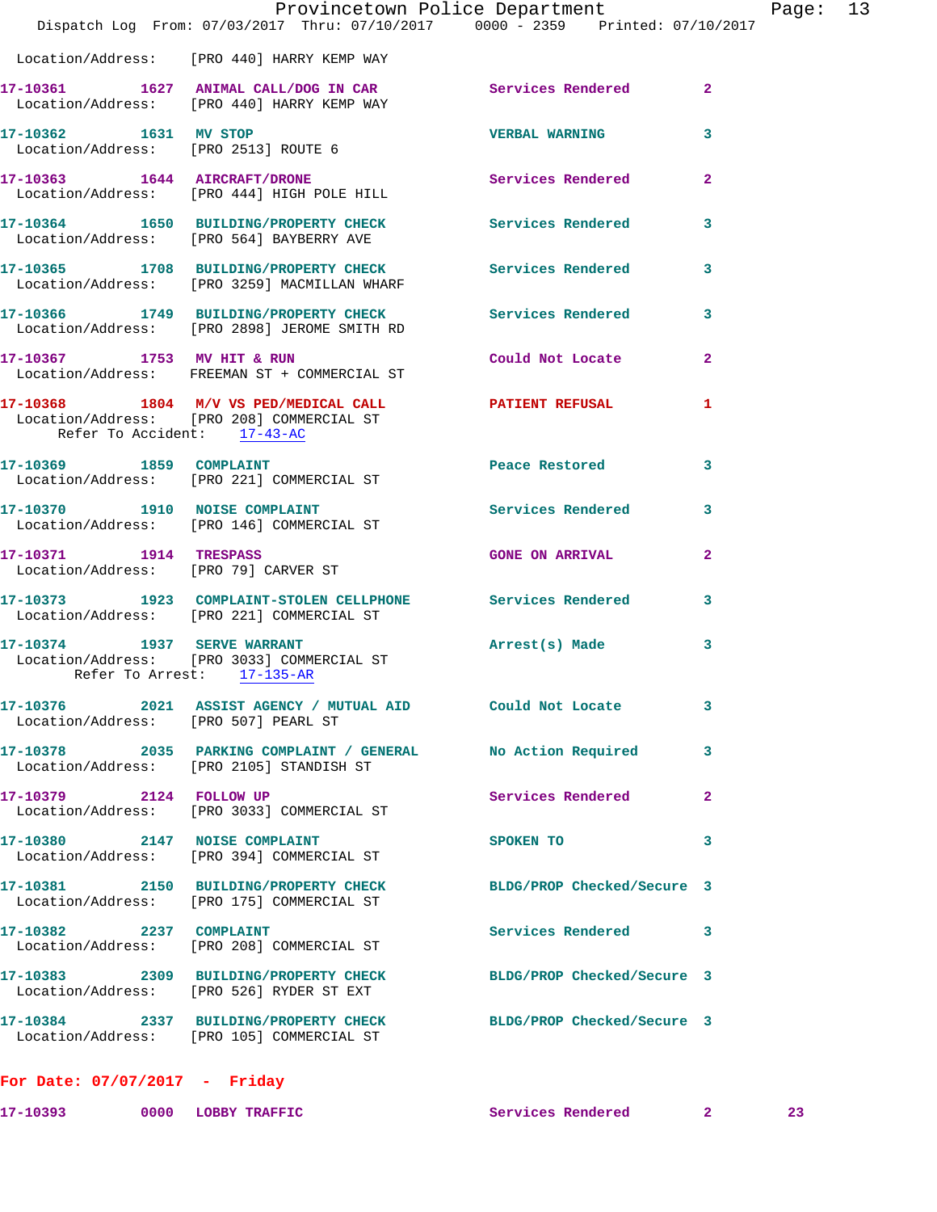Location/Address: [PRO 440] HARRY KEMP WAY

**17-10361** 1627 **ANIMAL CALL/DOG IN CAR** Services Rendered 2
Location/Address: [PRO 440] HARRY KEMP WAY

**17-10362** 1631 **MV STOP** VERBAL WARNING 3
Location/Address: [PRO 2513] ROUTE 6

**17-10363** 1644 **AIRCRAFT/DRONE** Services Rendered 2
Location/Address: [PRO 444] HIGH POLE HILL

**17-10364** 1650 **BUILDING/PROPERTY CHECK** Services Rendered 3
Location/Address: [PRO 564] BAYBERRY AVE

**17-10365** 1708 **BUILDING/PROPERTY CHECK** Services Rendered 3
Location/Address: [PRO 3259] MACMILLAN WHARF

**17-10366** 1749 **BUILDING/PROPERTY CHECK** Services Rendered 3
Location/Address: [PRO 2898] JEROME SMITH RD

**17-10367** 1753 **MV HIT & RUN** Could Not Locate 2
Location/Address: FREEMAN ST + COMMERCIAL ST

**17-10368** 1804 **M/V VS PED/MEDICAL CALL** PATIENT REFUSAL 1
Location/Address: [PRO 208] COMMERCIAL ST
Refer To Accident: 17-43-AC

**17-10369** 1859 **COMPLAINT** Peace Restored 3
Location/Address: [PRO 221] COMMERCIAL ST

**17-10370** 1910 **NOISE COMPLAINT** Services Rendered 3
Location/Address: [PRO 146] COMMERCIAL ST

**17-10371** 1914 **TRESPASS** GONE ON ARRIVAL 2
Location/Address: [PRO 79] CARVER ST

**17-10373** 1923 **COMPLAINT-STOLEN CELLPHONE** Services Rendered 3
Location/Address: [PRO 221] COMMERCIAL ST

**17-10374** 1937 **SERVE WARRANT** Arrest(s) Made 3
Location/Address: [PRO 3033] COMMERCIAL ST
Refer To Arrest: 17-135-AR

**17-10376** 2021 **ASSIST AGENCY / MUTUAL AID** Could Not Locate 3
Location/Address: [PRO 507] PEARL ST

**17-10378** 2035 **PARKING COMPLAINT / GENERAL** No Action Required 3
Location/Address: [PRO 2105] STANDISH ST

**17-10379** 2124 **FOLLOW UP** Services Rendered 2
Location/Address: [PRO 3033] COMMERCIAL ST

**17-10380** 2147 **NOISE COMPLAINT** SPOKEN TO 3
Location/Address: [PRO 394] COMMERCIAL ST

**17-10381** 2150 **BUILDING/PROPERTY CHECK** BLDG/PROP Checked/Secure 3
Location/Address: [PRO 175] COMMERCIAL ST

**17-10382** 2237 **COMPLAINT** Services Rendered 3
Location/Address: [PRO 208] COMMERCIAL ST

**17-10383** 2309 **BUILDING/PROPERTY CHECK** BLDG/PROP Checked/Secure 3
Location/Address: [PRO 526] RYDER ST EXT

**17-10384** 2337 **BUILDING/PROPERTY CHECK** BLDG/PROP Checked/Secure 3
Location/Address: [PRO 105] COMMERCIAL ST

## For Date: 07/07/2017 - Friday

**17-10393** 0000 **LOBBY TRAFFIC** Services Rendered 2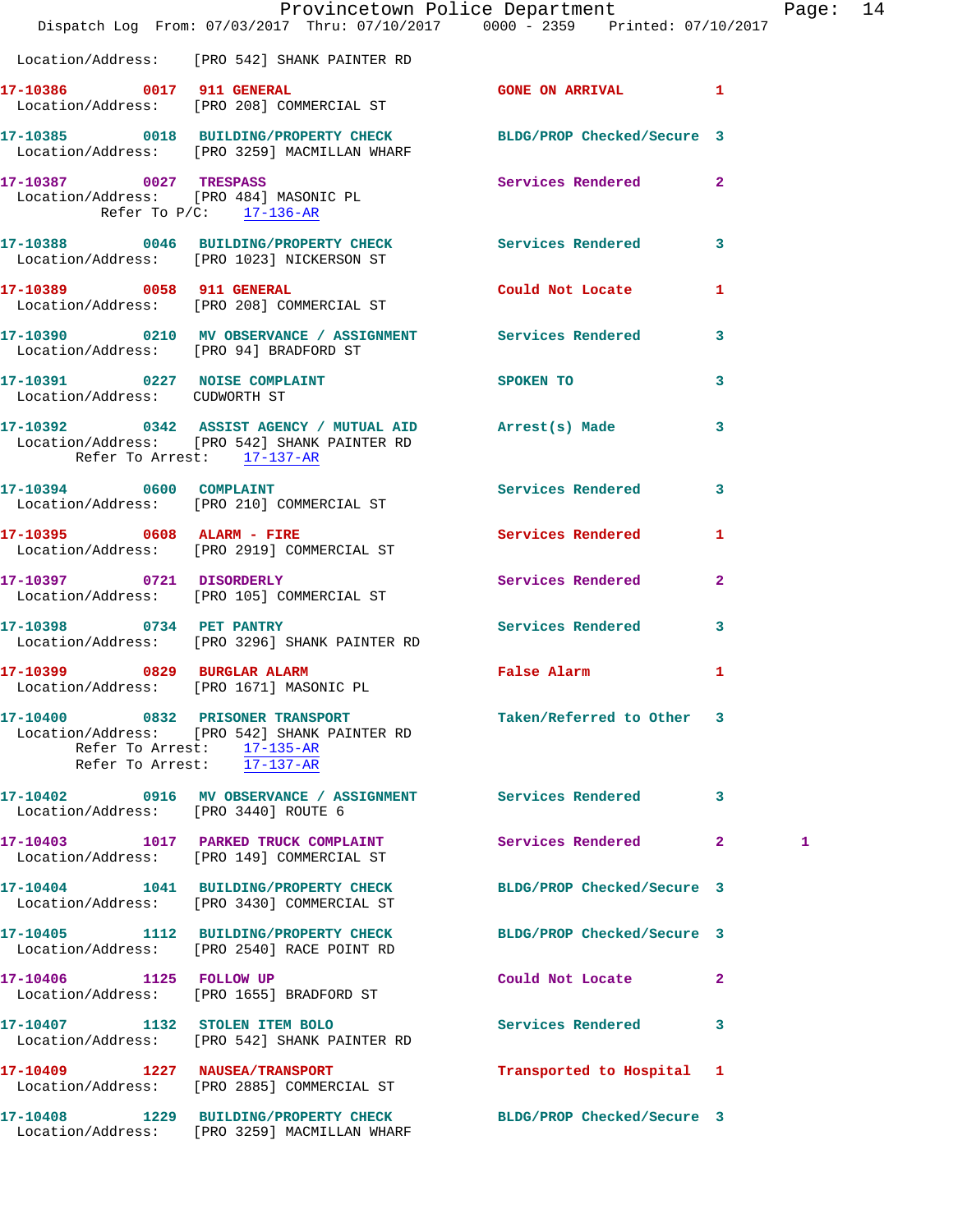Location/Address: [PRO 542] SHANK PAINTER RD

**17-10386** 0017 **911 GENERAL** GONE ON ARRIVAL 1
Location/Address: [PRO 208] COMMERCIAL ST

**17-10385** 0018 **BUILDING/PROPERTY CHECK** BLDG/PROP Checked/Secure 3
Location/Address: [PRO 3259] MACMILLAN WHARF

**17-10387** 0027 **TRESPASS** Services Rendered 2
Location/Address: [PRO 484] MASONIC PL
Refer To P/C: 17-136-AR

**17-10388** 0046 **BUILDING/PROPERTY CHECK** Services Rendered 3
Location/Address: [PRO 1023] NICKERSON ST

**17-10389** 0058 **911 GENERAL** Could Not Locate 1
Location/Address: [PRO 208] COMMERCIAL ST

**17-10390** 0210 **MV OBSERVANCE / ASSIGNMENT** Services Rendered 3
Location/Address: [PRO 94] BRADFORD ST

**17-10391** 0227 **NOISE COMPLAINT** SPOKEN TO 3
Location/Address: CUDWORTH ST

**17-10392** 0342 **ASSIST AGENCY / MUTUAL AID** Arrest(s) Made 3
Location/Address: [PRO 542] SHANK PAINTER RD
Refer To Arrest: 17-137-AR

**17-10394** 0600 **COMPLAINT** Services Rendered 3
Location/Address: [PRO 210] COMMERCIAL ST

**17-10395** 0608 **ALARM - FIRE** Services Rendered 1
Location/Address: [PRO 2919] COMMERCIAL ST

**17-10397** 0721 **DISORDERLY** Services Rendered 2
Location/Address: [PRO 105] COMMERCIAL ST

**17-10398** 0734 **PET PANTRY** Services Rendered 3
Location/Address: [PRO 3296] SHANK PAINTER RD

**17-10399** 0829 **BURGLAR ALARM** False Alarm 1
Location/Address: [PRO 1671] MASONIC PL

**17-10400** 0832 **PRISONER TRANSPORT** Taken/Referred to Other 3
Location/Address: [PRO 542] SHANK PAINTER RD
Refer To Arrest: 17-135-AR
Refer To Arrest: 17-137-AR

**17-10402** 0916 **MV OBSERVANCE / ASSIGNMENT** Services Rendered 3
Location/Address: [PRO 3440] ROUTE 6

**17-10403** 1017 **PARKED TRUCK COMPLAINT** Services Rendered 2 1
Location/Address: [PRO 149] COMMERCIAL ST

**17-10404** 1041 **BUILDING/PROPERTY CHECK** BLDG/PROP Checked/Secure 3
Location/Address: [PRO 3430] COMMERCIAL ST

**17-10405** 1112 **BUILDING/PROPERTY CHECK** BLDG/PROP Checked/Secure 3
Location/Address: [PRO 2540] RACE POINT RD

**17-10406** 1125 **FOLLOW UP** Could Not Locate 2
Location/Address: [PRO 1655] BRADFORD ST

**17-10407** 1132 **STOLEN ITEM BOLO** Services Rendered 3
Location/Address: [PRO 542] SHANK PAINTER RD

**17-10409** 1227 **NAUSEA/TRANSPORT** Transported to Hospital 1
Location/Address: [PRO 2885] COMMERCIAL ST

**17-10408** 1229 **BUILDING/PROPERTY CHECK** BLDG/PROP Checked/Secure 3
Location/Address: [PRO 3259] MACMILLAN WHARF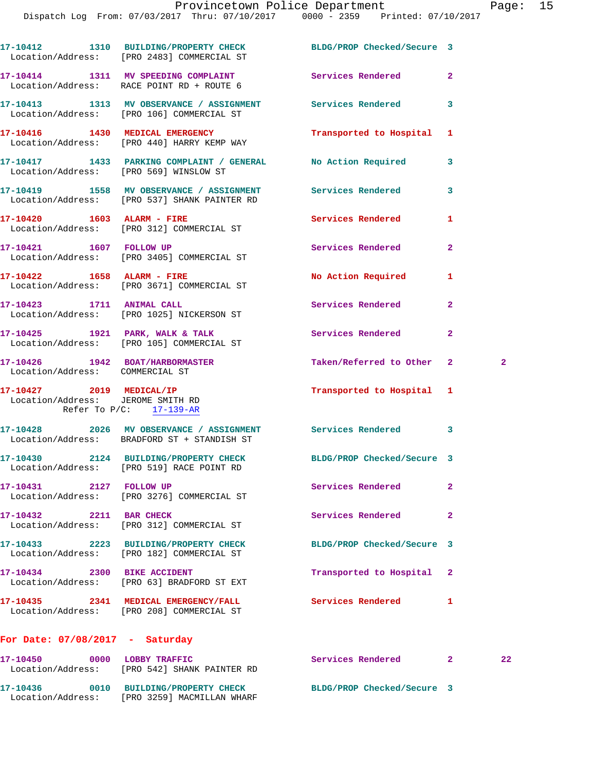17-10412 1310 BUILDING/PROPERTY CHECK BLDG/PROP Checked/Secure 3
Location/Address: [PRO 2483] COMMERCIAL ST

17-10414 1311 MV SPEEDING COMPLAINT Services Rendered 2
Location/Address: RACE POINT RD + ROUTE 6

17-10413 1313 MV OBSERVANCE / ASSIGNMENT Services Rendered 3
Location/Address: [PRO 106] COMMERCIAL ST

17-10416 1430 MEDICAL EMERGENCY Transported to Hospital 1
Location/Address: [PRO 440] HARRY KEMP WAY

17-10417 1433 PARKING COMPLAINT / GENERAL No Action Required 3
Location/Address: [PRO 569] WINSLOW ST

17-10419 1558 MV OBSERVANCE / ASSIGNMENT Services Rendered 3
Location/Address: [PRO 537] SHANK PAINTER RD

17-10420 1603 ALARM - FIRE Services Rendered 1
Location/Address: [PRO 312] COMMERCIAL ST

17-10421 1607 FOLLOW UP Services Rendered 2
Location/Address: [PRO 3405] COMMERCIAL ST

17-10422 1658 ALARM - FIRE No Action Required 1
Location/Address: [PRO 3671] COMMERCIAL ST

17-10423 1711 ANIMAL CALL Services Rendered 2
Location/Address: [PRO 1025] NICKERSON ST

17-10425 1921 PARK, WALK & TALK Services Rendered 2
Location/Address: [PRO 105] COMMERCIAL ST

17-10426 1942 BOAT/HARBORMASTER Taken/Referred to Other 2 2
Location/Address: COMMERCIAL ST

17-10427 2019 MEDICAL/IP Transported to Hospital 1
Location/Address: JEROME SMITH RD
Refer To P/C: 17-139-AR

17-10428 2026 MV OBSERVANCE / ASSIGNMENT Services Rendered 3
Location/Address: BRADFORD ST + STANDISH ST

17-10430 2124 BUILDING/PROPERTY CHECK BLDG/PROP Checked/Secure 3
Location/Address: [PRO 519] RACE POINT RD

17-10431 2127 FOLLOW UP Services Rendered 2
Location/Address: [PRO 3276] COMMERCIAL ST

17-10432 2211 BAR CHECK Services Rendered 2
Location/Address: [PRO 312] COMMERCIAL ST

17-10433 2223 BUILDING/PROPERTY CHECK BLDG/PROP Checked/Secure 3
Location/Address: [PRO 182] COMMERCIAL ST

17-10434 2300 BIKE ACCIDENT Transported to Hospital 2
Location/Address: [PRO 63] BRADFORD ST EXT

17-10435 2341 MEDICAL EMERGENCY/FALL Services Rendered 1
Location/Address: [PRO 208] COMMERCIAL ST

## For Date: 07/08/2017 - Saturday

17-10450 0000 LOBBY TRAFFIC Services Rendered 2 22
Location/Address: [PRO 542] SHANK PAINTER RD

17-10436 0010 BUILDING/PROPERTY CHECK BLDG/PROP Checked/Secure 3
Location/Address: [PRO 3259] MACMILLAN WHARF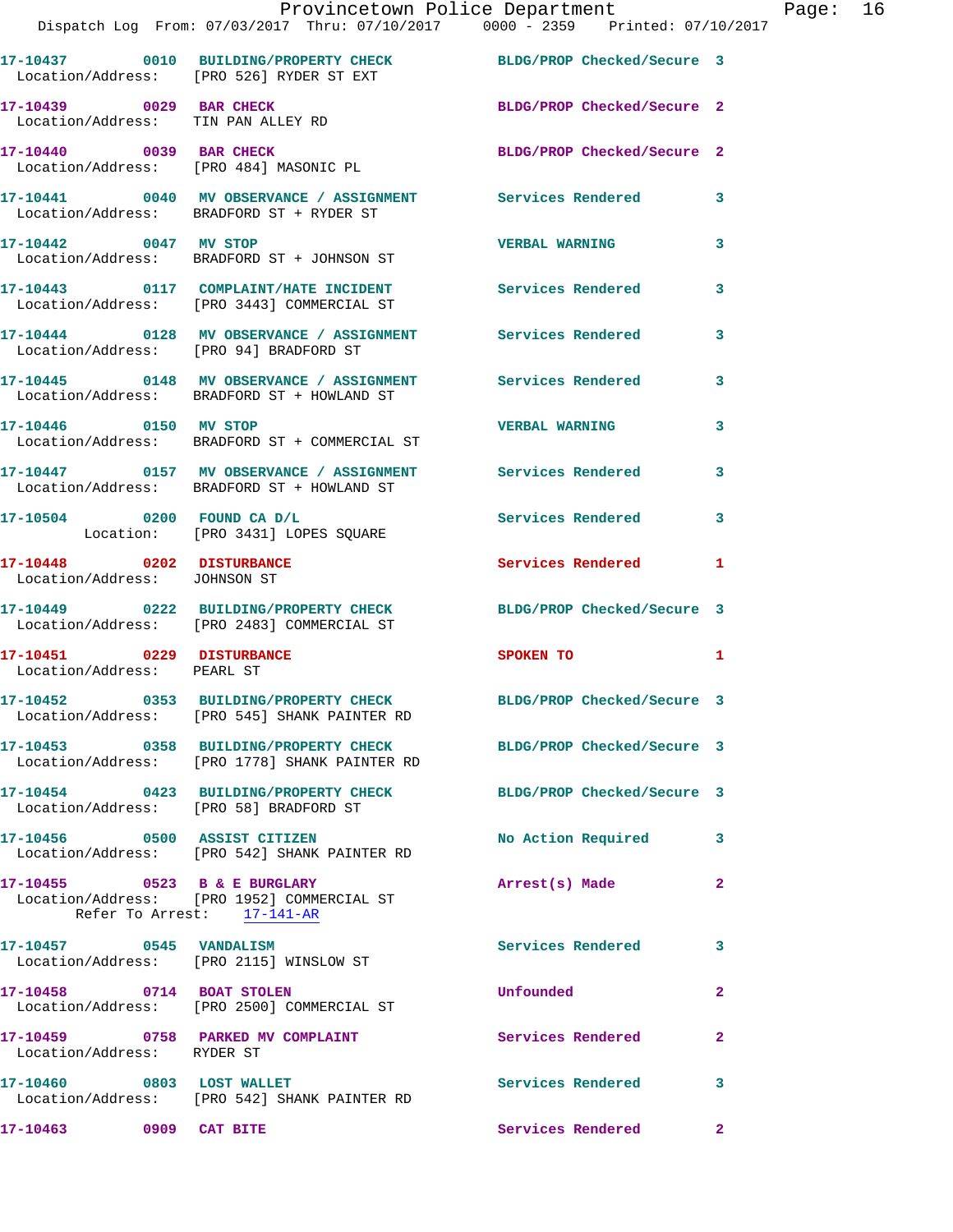17-10437 0010 BUILDING/PROPERTY CHECK BLDG/PROP Checked/Secure 3
Location/Address: [PRO 526] RYDER ST EXT

17-10439 0029 BAR CHECK BLDG/PROP Checked/Secure 2
Location/Address: TIN PAN ALLEY RD

17-10440 0039 BAR CHECK BLDG/PROP Checked/Secure 2
Location/Address: [PRO 484] MASONIC PL

17-10441 0040 MV OBSERVANCE / ASSIGNMENT Services Rendered 3
Location/Address: BRADFORD ST + RYDER ST

17-10442 0047 MV STOP VERBAL WARNING 3
Location/Address: BRADFORD ST + JOHNSON ST

17-10443 0117 COMPLAINT/HATE INCIDENT Services Rendered 3
Location/Address: [PRO 3443] COMMERCIAL ST

17-10444 0128 MV OBSERVANCE / ASSIGNMENT Services Rendered 3
Location/Address: [PRO 94] BRADFORD ST

17-10445 0148 MV OBSERVANCE / ASSIGNMENT Services Rendered 3
Location/Address: BRADFORD ST + HOWLAND ST

17-10446 0150 MV STOP VERBAL WARNING 3
Location/Address: BRADFORD ST + COMMERCIAL ST

17-10447 0157 MV OBSERVANCE / ASSIGNMENT Services Rendered 3
Location/Address: BRADFORD ST + HOWLAND ST

17-10504 0200 FOUND CA D/L Services Rendered 3
Location: [PRO 3431] LOPES SQUARE

17-10448 0202 DISTURBANCE Services Rendered 1
Location/Address: JOHNSON ST

17-10449 0222 BUILDING/PROPERTY CHECK BLDG/PROP Checked/Secure 3
Location/Address: [PRO 2483] COMMERCIAL ST

17-10451 0229 DISTURBANCE SPOKEN TO 1
Location/Address: PEARL ST

17-10452 0353 BUILDING/PROPERTY CHECK BLDG/PROP Checked/Secure 3
Location/Address: [PRO 545] SHANK PAINTER RD

17-10453 0358 BUILDING/PROPERTY CHECK BLDG/PROP Checked/Secure 3
Location/Address: [PRO 1778] SHANK PAINTER RD

17-10454 0423 BUILDING/PROPERTY CHECK BLDG/PROP Checked/Secure 3
Location/Address: [PRO 58] BRADFORD ST

17-10456 0500 ASSIST CITIZEN No Action Required 3
Location/Address: [PRO 542] SHANK PAINTER RD

17-10455 0523 B & E BURGLARY Arrest(s) Made 2
Location/Address: [PRO 1952] COMMERCIAL ST
Refer To Arrest: 17-141-AR

17-10457 0545 VANDALISM Services Rendered 3
Location/Address: [PRO 2115] WINSLOW ST

17-10458 0714 BOAT STOLEN Unfounded 2
Location/Address: [PRO 2500] COMMERCIAL ST

17-10459 0758 PARKED MV COMPLAINT Services Rendered 2
Location/Address: RYDER ST

17-10460 0803 LOST WALLET Services Rendered 3
Location/Address: [PRO 542] SHANK PAINTER RD

17-10463 0909 CAT BITE Services Rendered 2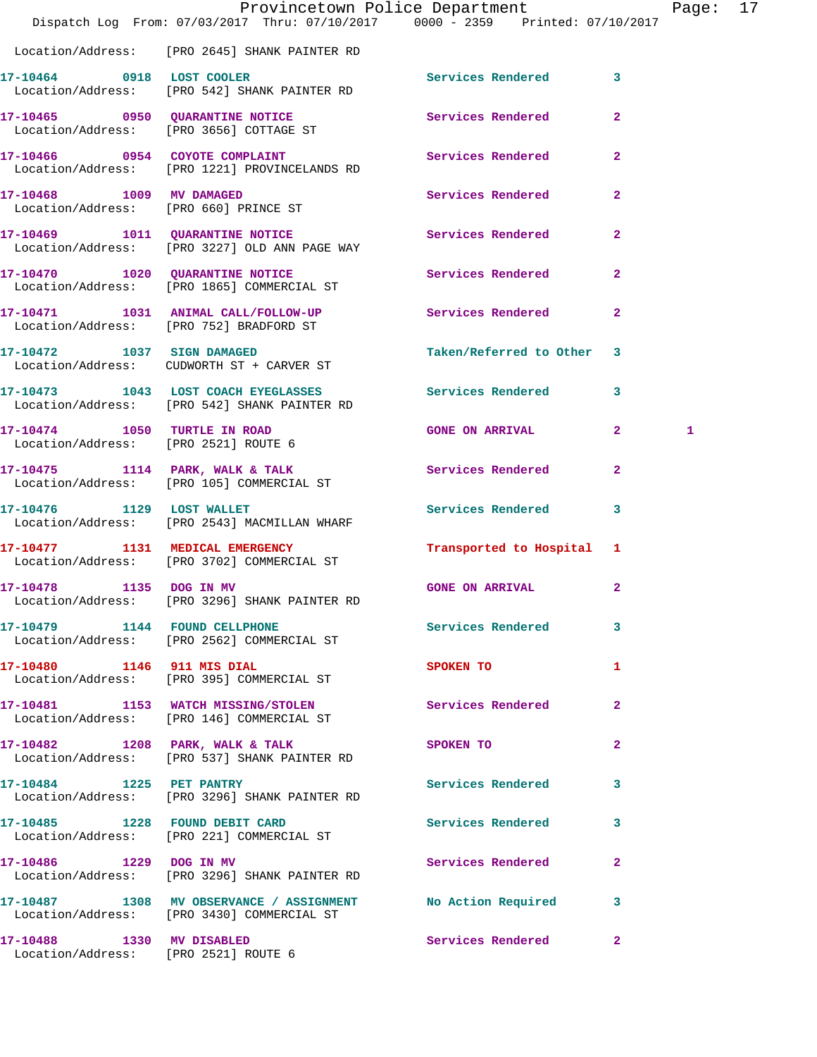Location/Address: [PRO 2645] SHANK PAINTER RD

| Call # | Time | Call Reason | Action | Priority | |
|---|---|---|---|---|---|
| 17-10464 | 0918 | LOST COOLER | Services Rendered | 3 | |
| Location/Address: | | [PRO 542] SHANK PAINTER RD | | | |
| 17-10465 | 0950 | QUARANTINE NOTICE | Services Rendered | 2 | |
| Location/Address: | | [PRO 3656] COTTAGE ST | | | |
| 17-10466 | 0954 | COYOTE COMPLAINT | Services Rendered | 2 | |
| Location/Address: | | [PRO 1221] PROVINCELANDS RD | | | |
| 17-10468 | 1009 | MV DAMAGED | Services Rendered | 2 | |
| Location/Address: | | [PRO 660] PRINCE ST | | | |
| 17-10469 | 1011 | QUARANTINE NOTICE | Services Rendered | 2 | |
| Location/Address: | | [PRO 3227] OLD ANN PAGE WAY | | | |
| 17-10470 | 1020 | QUARANTINE NOTICE | Services Rendered | 2 | |
| Location/Address: | | [PRO 1865] COMMERCIAL ST | | | |
| 17-10471 | 1031 | ANIMAL CALL/FOLLOW-UP | Services Rendered | 2 | |
| Location/Address: | | [PRO 752] BRADFORD ST | | | |
| 17-10472 | 1037 | SIGN DAMAGED | Taken/Referred to Other | 3 | |
| Location/Address: | | CUDWORTH ST + CARVER ST | | | |
| 17-10473 | 1043 | LOST COACH EYEGLASSES | Services Rendered | 3 | |
| Location/Address: | | [PRO 542] SHANK PAINTER RD | | | |
| 17-10474 | 1050 | TURTLE IN ROAD | GONE ON ARRIVAL | 2 | 1 |
| Location/Address: | | [PRO 2521] ROUTE 6 | | | |
| 17-10475 | 1114 | PARK, WALK & TALK | Services Rendered | 2 | |
| Location/Address: | | [PRO 105] COMMERCIAL ST | | | |
| 17-10476 | 1129 | LOST WALLET | Services Rendered | 3 | |
| Location/Address: | | [PRO 2543] MACMILLAN WHARF | | | |
| 17-10477 | 1131 | MEDICAL EMERGENCY | Transported to Hospital | 1 | |
| Location/Address: | | [PRO 3702] COMMERCIAL ST | | | |
| 17-10478 | 1135 | DOG IN MV | GONE ON ARRIVAL | 2 | |
| Location/Address: | | [PRO 3296] SHANK PAINTER RD | | | |
| 17-10479 | 1144 | FOUND CELLPHONE | Services Rendered | 3 | |
| Location/Address: | | [PRO 2562] COMMERCIAL ST | | | |
| 17-10480 | 1146 | 911 MIS DIAL | SPOKEN TO | 1 | |
| Location/Address: | | [PRO 395] COMMERCIAL ST | | | |
| 17-10481 | 1153 | WATCH MISSING/STOLEN | Services Rendered | 2 | |
| Location/Address: | | [PRO 146] COMMERCIAL ST | | | |
| 17-10482 | 1208 | PARK, WALK & TALK | SPOKEN TO | 2 | |
| Location/Address: | | [PRO 537] SHANK PAINTER RD | | | |
| 17-10484 | 1225 | PET PANTRY | Services Rendered | 3 | |
| Location/Address: | | [PRO 3296] SHANK PAINTER RD | | | |
| 17-10485 | 1228 | FOUND DEBIT CARD | Services Rendered | 3 | |
| Location/Address: | | [PRO 221] COMMERCIAL ST | | | |
| 17-10486 | 1229 | DOG IN MV | Services Rendered | 2 | |
| Location/Address: | | [PRO 3296] SHANK PAINTER RD | | | |
| 17-10487 | 1308 | MV OBSERVANCE / ASSIGNMENT | No Action Required | 3 | |
| Location/Address: | | [PRO 3430] COMMERCIAL ST | | | |
| 17-10488 | 1330 | MV DISABLED | Services Rendered | 2 | |
| Location/Address: | | [PRO 2521] ROUTE 6 | | | |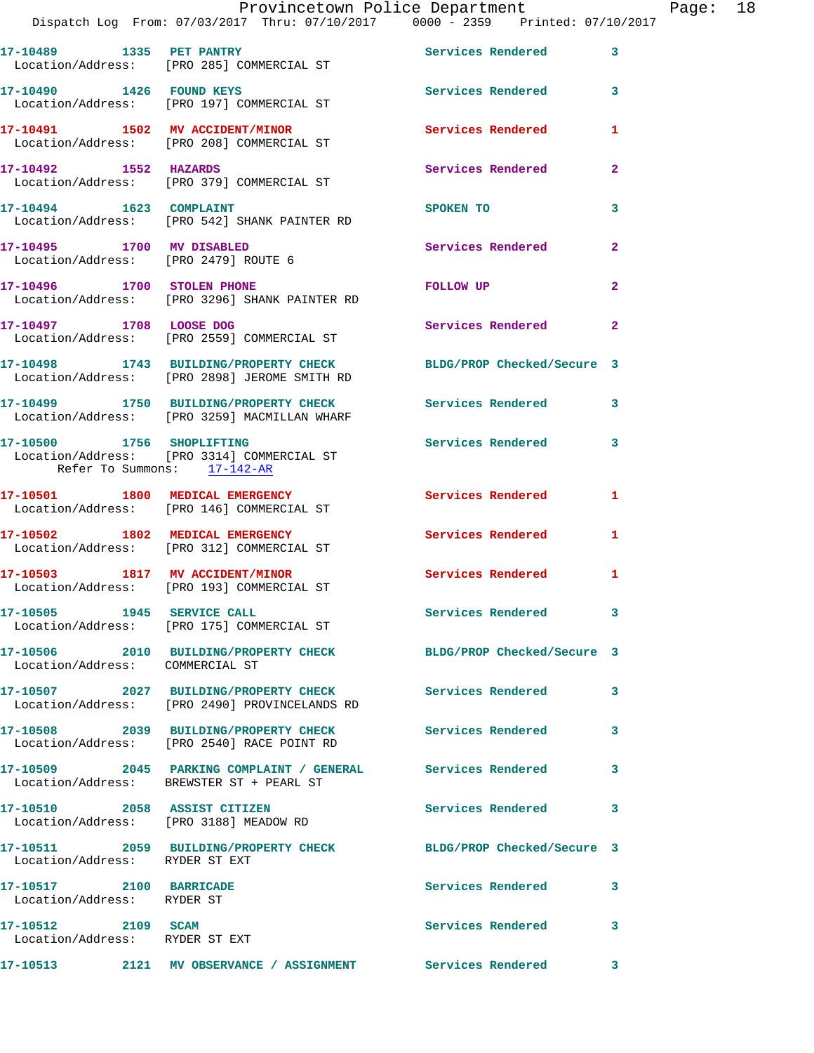17-10489 1335 PET PANTRY Services Rendered 3
Location/Address: [PRO 285] COMMERCIAL ST

17-10490 1426 FOUND KEYS Services Rendered 3
Location/Address: [PRO 197] COMMERCIAL ST

17-10491 1502 MV ACCIDENT/MINOR Services Rendered 1
Location/Address: [PRO 208] COMMERCIAL ST

17-10492 1552 HAZARDS Services Rendered 2
Location/Address: [PRO 379] COMMERCIAL ST

17-10494 1623 COMPLAINT SPOKEN TO 3
Location/Address: [PRO 542] SHANK PAINTER RD

17-10495 1700 MV DISABLED Services Rendered 2
Location/Address: [PRO 2479] ROUTE 6

17-10496 1700 STOLEN PHONE FOLLOW UP 2
Location/Address: [PRO 3296] SHANK PAINTER RD

17-10497 1708 LOOSE DOG Services Rendered 2
Location/Address: [PRO 2559] COMMERCIAL ST

17-10498 1743 BUILDING/PROPERTY CHECK BLDG/PROP Checked/Secure 3
Location/Address: [PRO 2898] JEROME SMITH RD

17-10499 1750 BUILDING/PROPERTY CHECK Services Rendered 3
Location/Address: [PRO 3259] MACMILLAN WHARF

17-10500 1756 SHOPLIFTING Services Rendered 3
Location/Address: [PRO 3314] COMMERCIAL ST
Refer To Summons: 17-142-AR

17-10501 1800 MEDICAL EMERGENCY Services Rendered 1
Location/Address: [PRO 146] COMMERCIAL ST

17-10502 1802 MEDICAL EMERGENCY Services Rendered 1
Location/Address: [PRO 312] COMMERCIAL ST

17-10503 1817 MV ACCIDENT/MINOR Services Rendered 1
Location/Address: [PRO 193] COMMERCIAL ST

17-10505 1945 SERVICE CALL Services Rendered 3
Location/Address: [PRO 175] COMMERCIAL ST

17-10506 2010 BUILDING/PROPERTY CHECK BLDG/PROP Checked/Secure 3
Location/Address: COMMERCIAL ST

17-10507 2027 BUILDING/PROPERTY CHECK Services Rendered 3
Location/Address: [PRO 2490] PROVINCELANDS RD

17-10508 2039 BUILDING/PROPERTY CHECK Services Rendered 3
Location/Address: [PRO 2540] RACE POINT RD

17-10509 2045 PARKING COMPLAINT / GENERAL Services Rendered 3
Location/Address: BREWSTER ST + PEARL ST

17-10510 2058 ASSIST CITIZEN Services Rendered 3
Location/Address: [PRO 3188] MEADOW RD

17-10511 2059 BUILDING/PROPERTY CHECK BLDG/PROP Checked/Secure 3
Location/Address: RYDER ST EXT

17-10517 2100 BARRICADE Services Rendered 3
Location/Address: RYDER ST

17-10512 2109 SCAM Services Rendered 3
Location/Address: RYDER ST EXT

17-10513 2121 MV OBSERVANCE / ASSIGNMENT Services Rendered 3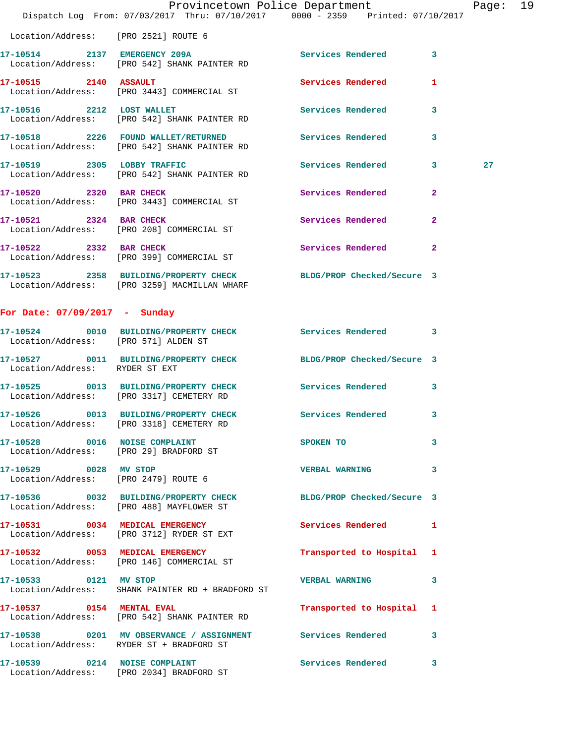Location/Address: [PRO 2521] ROUTE 6

17-10514 2137 EMERGENCY 209A Services Rendered 3
Location/Address: [PRO 542] SHANK PAINTER RD

17-10515 2140 ASSAULT Services Rendered 1
Location/Address: [PRO 3443] COMMERCIAL ST

17-10516 2212 LOST WALLET Services Rendered 3
Location/Address: [PRO 542] SHANK PAINTER RD

17-10518 2226 FOUND WALLET/RETURNED Services Rendered 3
Location/Address: [PRO 542] SHANK PAINTER RD

17-10519 2305 LOBBY TRAFFIC Services Rendered 3 27
Location/Address: [PRO 542] SHANK PAINTER RD

17-10520 2320 BAR CHECK Services Rendered 2
Location/Address: [PRO 3443] COMMERCIAL ST

17-10521 2324 BAR CHECK Services Rendered 2
Location/Address: [PRO 208] COMMERCIAL ST

17-10522 2332 BAR CHECK Services Rendered 2
Location/Address: [PRO 399] COMMERCIAL ST

17-10523 2358 BUILDING/PROPERTY CHECK BLDG/PROP Checked/Secure 3
Location/Address: [PRO 3259] MACMILLAN WHARF

## For Date: 07/09/2017 - Sunday

17-10524 0010 BUILDING/PROPERTY CHECK Services Rendered 3
Location/Address: [PRO 571] ALDEN ST

17-10527 0011 BUILDING/PROPERTY CHECK BLDG/PROP Checked/Secure 3
Location/Address: RYDER ST EXT

17-10525 0013 BUILDING/PROPERTY CHECK Services Rendered 3
Location/Address: [PRO 3317] CEMETERY RD

17-10526 0013 BUILDING/PROPERTY CHECK Services Rendered 3
Location/Address: [PRO 3318] CEMETERY RD

17-10528 0016 NOISE COMPLAINT SPOKEN TO 3
Location/Address: [PRO 29] BRADFORD ST

17-10529 0028 MV STOP VERBAL WARNING 3
Location/Address: [PRO 2479] ROUTE 6

17-10536 0032 BUILDING/PROPERTY CHECK BLDG/PROP Checked/Secure 3
Location/Address: [PRO 488] MAYFLOWER ST

17-10531 0034 MEDICAL EMERGENCY Services Rendered 1
Location/Address: [PRO 3712] RYDER ST EXT

17-10532 0053 MEDICAL EMERGENCY Transported to Hospital 1
Location/Address: [PRO 146] COMMERCIAL ST

17-10533 0121 MV STOP VERBAL WARNING 3
Location/Address: SHANK PAINTER RD + BRADFORD ST

17-10537 0154 MENTAL EVAL Transported to Hospital 1
Location/Address: [PRO 542] SHANK PAINTER RD

17-10538 0201 MV OBSERVANCE / ASSIGNMENT Services Rendered 3
Location/Address: RYDER ST + BRADFORD ST

17-10539 0214 NOISE COMPLAINT Services Rendered 3
Location/Address: [PRO 2034] BRADFORD ST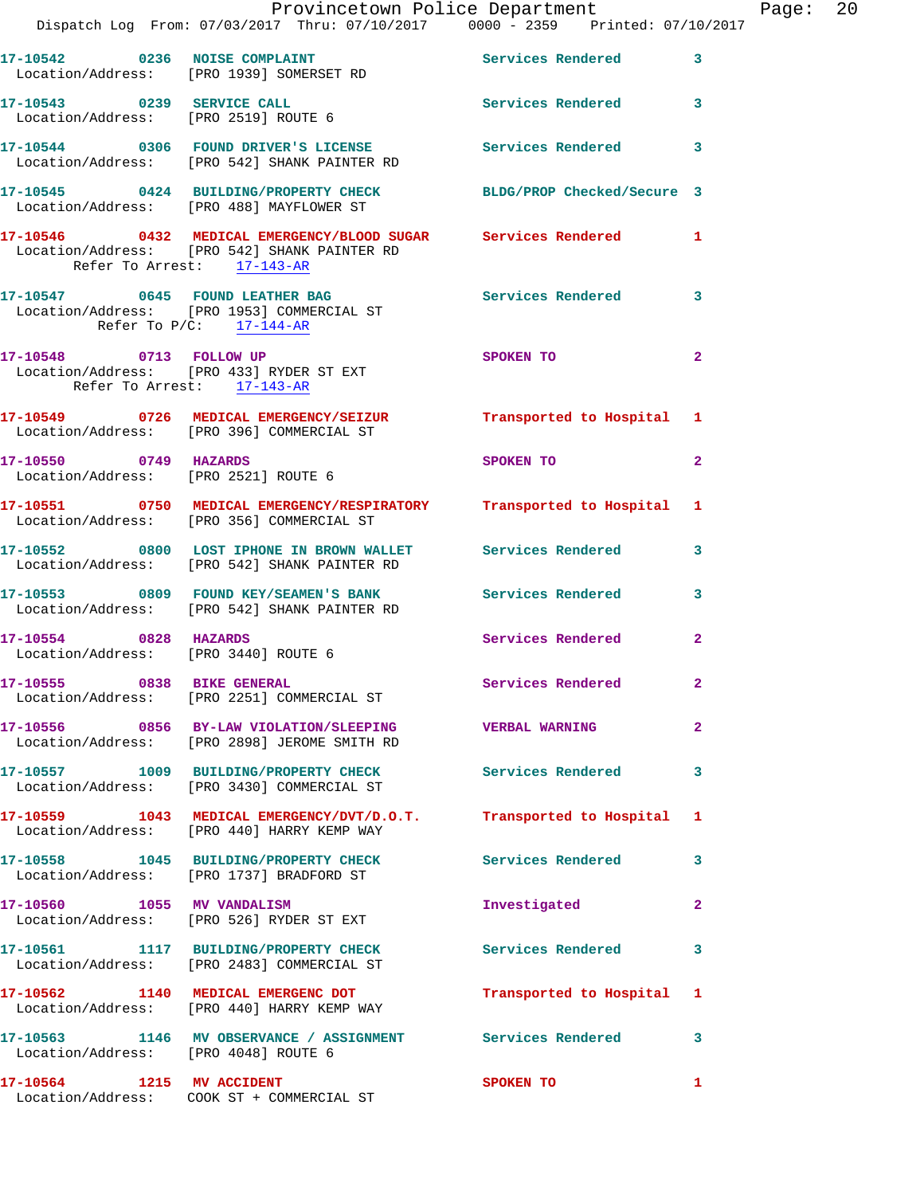17-10542 0236 NOISE COMPLAINT Services Rendered 3
Location/Address: [PRO 1939] SOMERSET RD

17-10543 0239 SERVICE CALL Services Rendered 3
Location/Address: [PRO 2519] ROUTE 6

17-10544 0306 FOUND DRIVER'S LICENSE Services Rendered 3
Location/Address: [PRO 542] SHANK PAINTER RD

17-10545 0424 BUILDING/PROPERTY CHECK BLDG/PROP Checked/Secure 3
Location/Address: [PRO 488] MAYFLOWER ST

17-10546 0432 MEDICAL EMERGENCY/BLOOD SUGAR Services Rendered 1
Location/Address: [PRO 542] SHANK PAINTER RD
Refer To Arrest: 17-143-AR

17-10547 0645 FOUND LEATHER BAG Services Rendered 3
Location/Address: [PRO 1953] COMMERCIAL ST
Refer To P/C: 17-144-AR

17-10548 0713 FOLLOW UP SPOKEN TO 2
Location/Address: [PRO 433] RYDER ST EXT
Refer To Arrest: 17-143-AR

17-10549 0726 MEDICAL EMERGENCY/SEIZUR Transported to Hospital 1
Location/Address: [PRO 396] COMMERCIAL ST

17-10550 0749 HAZARDS SPOKEN TO 2
Location/Address: [PRO 2521] ROUTE 6

17-10551 0750 MEDICAL EMERGENCY/RESPIRATORY Transported to Hospital 1
Location/Address: [PRO 356] COMMERCIAL ST

17-10552 0800 LOST IPHONE IN BROWN WALLET Services Rendered 3
Location/Address: [PRO 542] SHANK PAINTER RD

17-10553 0809 FOUND KEY/SEAMEN'S BANK Services Rendered 3
Location/Address: [PRO 542] SHANK PAINTER RD

17-10554 0828 HAZARDS Services Rendered 2
Location/Address: [PRO 3440] ROUTE 6

17-10555 0838 BIKE GENERAL Services Rendered 2
Location/Address: [PRO 2251] COMMERCIAL ST

17-10556 0856 BY-LAW VIOLATION/SLEEPING VERBAL WARNING 2
Location/Address: [PRO 2898] JEROME SMITH RD

17-10557 1009 BUILDING/PROPERTY CHECK Services Rendered 3
Location/Address: [PRO 3430] COMMERCIAL ST

17-10559 1043 MEDICAL EMERGENCY/DVT/D.O.T. Transported to Hospital 1
Location/Address: [PRO 440] HARRY KEMP WAY

17-10558 1045 BUILDING/PROPERTY CHECK Services Rendered 3
Location/Address: [PRO 1737] BRADFORD ST

17-10560 1055 MV VANDALISM Investigated 2
Location/Address: [PRO 526] RYDER ST EXT

17-10561 1117 BUILDING/PROPERTY CHECK Services Rendered 3
Location/Address: [PRO 2483] COMMERCIAL ST

17-10562 1140 MEDICAL EMERGENC DOT Transported to Hospital 1
Location/Address: [PRO 440] HARRY KEMP WAY

17-10563 1146 MV OBSERVANCE / ASSIGNMENT Services Rendered 3
Location/Address: [PRO 4048] ROUTE 6

17-10564 1215 MV ACCIDENT SPOKEN TO 1
Location/Address: COOK ST + COMMERCIAL ST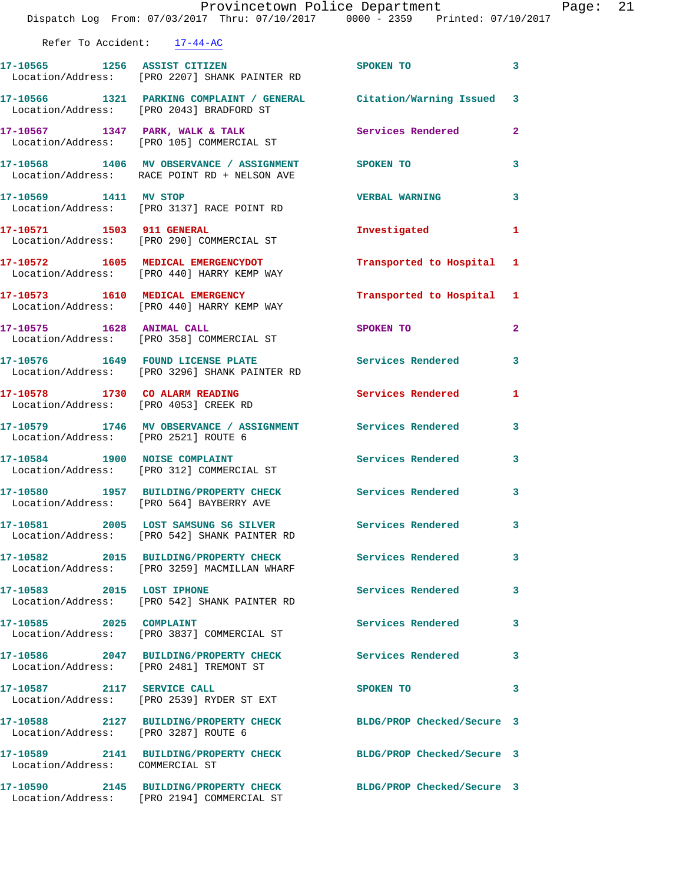Refer To Accident: 17-44-AC

| Call Number | Time | Call Reason | Action | Priority |
|---|---|---|---|---|
| 17-10565 | 1256 | ASSIST CITIZEN | SPOKEN TO | 3 |
| Location/Address: | | [PRO 2207] SHANK PAINTER RD | | |
| 17-10566 | 1321 | PARKING COMPLAINT / GENERAL | Citation/Warning Issued | 3 |
| Location/Address: | | [PRO 2043] BRADFORD ST | | |
| 17-10567 | 1347 | PARK, WALK & TALK | Services Rendered | 2 |
| Location/Address: | | [PRO 105] COMMERCIAL ST | | |
| 17-10568 | 1406 | MV OBSERVANCE / ASSIGNMENT | SPOKEN TO | 3 |
| Location/Address: | | RACE POINT RD + NELSON AVE | | |
| 17-10569 | 1411 | MV STOP | VERBAL WARNING | 3 |
| Location/Address: | | [PRO 3137] RACE POINT RD | | |
| 17-10571 | 1503 | 911 GENERAL | Investigated | 1 |
| Location/Address: | | [PRO 290] COMMERCIAL ST | | |
| 17-10572 | 1605 | MEDICAL EMERGENCYDOT | Transported to Hospital | 1 |
| Location/Address: | | [PRO 440] HARRY KEMP WAY | | |
| 17-10573 | 1610 | MEDICAL EMERGENCY | Transported to Hospital | 1 |
| Location/Address: | | [PRO 440] HARRY KEMP WAY | | |
| 17-10575 | 1628 | ANIMAL CALL | SPOKEN TO | 2 |
| Location/Address: | | [PRO 358] COMMERCIAL ST | | |
| 17-10576 | 1649 | FOUND LICENSE PLATE | Services Rendered | 3 |
| Location/Address: | | [PRO 3296] SHANK PAINTER RD | | |
| 17-10578 | 1730 | CO ALARM READING | Services Rendered | 1 |
| Location/Address: | | [PRO 4053] CREEK RD | | |
| 17-10579 | 1746 | MV OBSERVANCE / ASSIGNMENT | Services Rendered | 3 |
| Location/Address: | | [PRO 2521] ROUTE 6 | | |
| 17-10584 | 1900 | NOISE COMPLAINT | Services Rendered | 3 |
| Location/Address: | | [PRO 312] COMMERCIAL ST | | |
| 17-10580 | 1957 | BUILDING/PROPERTY CHECK | Services Rendered | 3 |
| Location/Address: | | [PRO 564] BAYBERRY AVE | | |
| 17-10581 | 2005 | LOST SAMSUNG S6 SILVER | Services Rendered | 3 |
| Location/Address: | | [PRO 542] SHANK PAINTER RD | | |
| 17-10582 | 2015 | BUILDING/PROPERTY CHECK | Services Rendered | 3 |
| Location/Address: | | [PRO 3259] MACMILLAN WHARF | | |
| 17-10583 | 2015 | LOST IPHONE | Services Rendered | 3 |
| Location/Address: | | [PRO 542] SHANK PAINTER RD | | |
| 17-10585 | 2025 | COMPLAINT | Services Rendered | 3 |
| Location/Address: | | [PRO 3837] COMMERCIAL ST | | |
| 17-10586 | 2047 | BUILDING/PROPERTY CHECK | Services Rendered | 3 |
| Location/Address: | | [PRO 2481] TREMONT ST | | |
| 17-10587 | 2117 | SERVICE CALL | SPOKEN TO | 3 |
| Location/Address: | | [PRO 2539] RYDER ST EXT | | |
| 17-10588 | 2127 | BUILDING/PROPERTY CHECK | BLDG/PROP Checked/Secure | 3 |
| Location/Address: | | [PRO 3287] ROUTE 6 | | |
| 17-10589 | 2141 | BUILDING/PROPERTY CHECK | BLDG/PROP Checked/Secure | 3 |
| Location/Address: | | COMMERCIAL ST | | |
| 17-10590 | 2145 | BUILDING/PROPERTY CHECK | BLDG/PROP Checked/Secure | 3 |
| Location/Address: | | [PRO 2194] COMMERCIAL ST | | |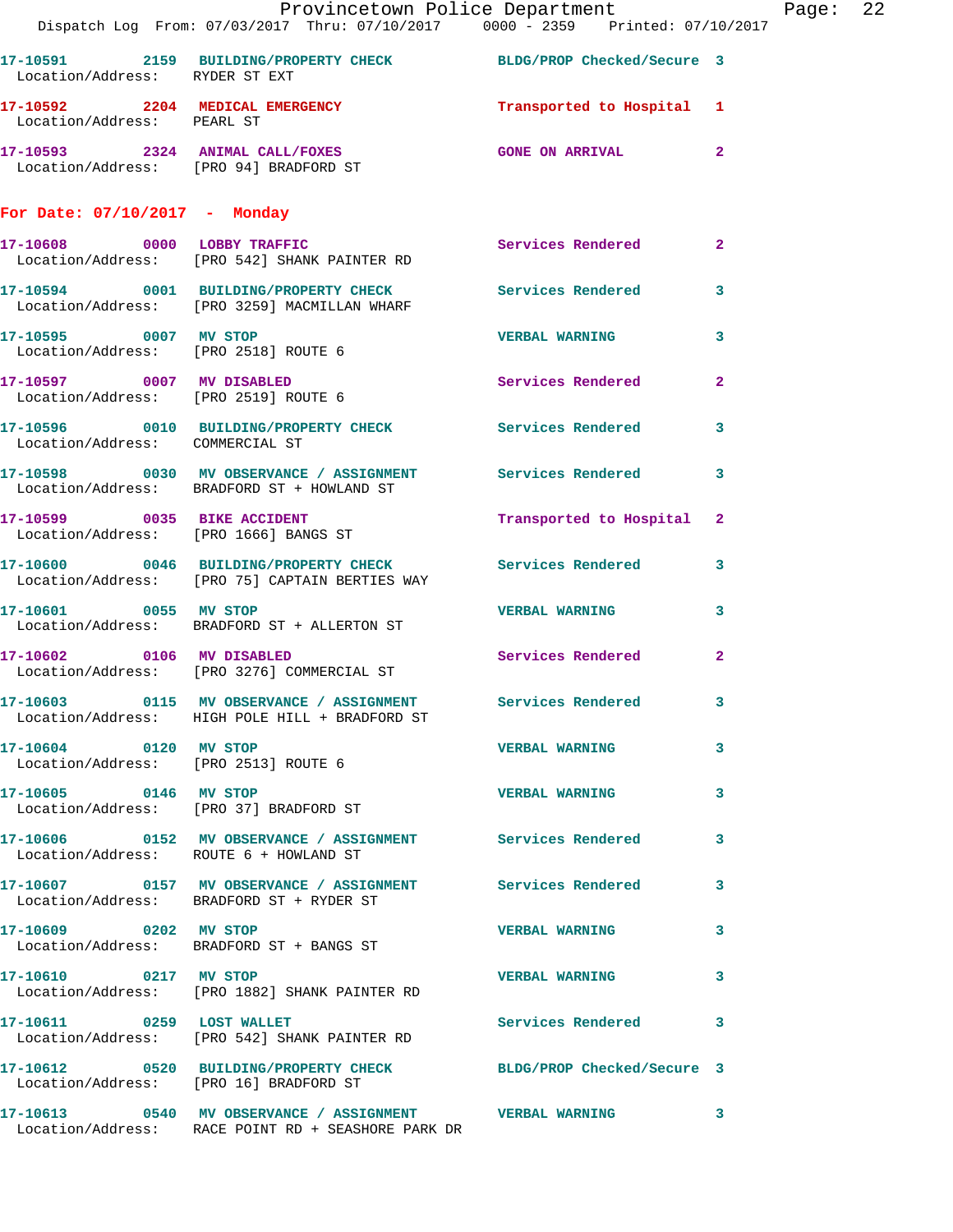17-10591 2159 BUILDING/PROPERTY CHECK BLDG/PROP Checked/Secure 3
Location/Address: RYDER ST EXT

17-10592 2204 MEDICAL EMERGENCY Transported to Hospital 1
Location/Address: PEARL ST

17-10593 2324 ANIMAL CALL/FOXES GONE ON ARRIVAL 2
Location/Address: [PRO 94] BRADFORD ST

## For Date: 07/10/2017 - Monday

17-10608 0000 LOBBY TRAFFIC Services Rendered 2
Location/Address: [PRO 542] SHANK PAINTER RD

17-10594 0001 BUILDING/PROPERTY CHECK Services Rendered 3
Location/Address: [PRO 3259] MACMILLAN WHARF

17-10595 0007 MV STOP VERBAL WARNING 3
Location/Address: [PRO 2518] ROUTE 6

17-10597 0007 MV DISABLED Services Rendered 2
Location/Address: [PRO 2519] ROUTE 6

17-10596 0010 BUILDING/PROPERTY CHECK Services Rendered 3
Location/Address: COMMERCIAL ST

17-10598 0030 MV OBSERVANCE / ASSIGNMENT Services Rendered 3
Location/Address: BRADFORD ST + HOWLAND ST

17-10599 0035 BIKE ACCIDENT Transported to Hospital 2
Location/Address: [PRO 1666] BANGS ST

17-10600 0046 BUILDING/PROPERTY CHECK Services Rendered 3
Location/Address: [PRO 75] CAPTAIN BERTIES WAY

17-10601 0055 MV STOP VERBAL WARNING 3
Location/Address: BRADFORD ST + ALLERTON ST

17-10602 0106 MV DISABLED Services Rendered 2
Location/Address: [PRO 3276] COMMERCIAL ST

17-10603 0115 MV OBSERVANCE / ASSIGNMENT Services Rendered 3
Location/Address: HIGH POLE HILL + BRADFORD ST

17-10604 0120 MV STOP VERBAL WARNING 3
Location/Address: [PRO 2513] ROUTE 6

17-10605 0146 MV STOP VERBAL WARNING 3
Location/Address: [PRO 37] BRADFORD ST

17-10606 0152 MV OBSERVANCE / ASSIGNMENT Services Rendered 3
Location/Address: ROUTE 6 + HOWLAND ST

17-10607 0157 MV OBSERVANCE / ASSIGNMENT Services Rendered 3
Location/Address: BRADFORD ST + RYDER ST

17-10609 0202 MV STOP VERBAL WARNING 3
Location/Address: BRADFORD ST + BANGS ST

17-10610 0217 MV STOP VERBAL WARNING 3
Location/Address: [PRO 1882] SHANK PAINTER RD

17-10611 0259 LOST WALLET Services Rendered 3
Location/Address: [PRO 542] SHANK PAINTER RD

17-10612 0520 BUILDING/PROPERTY CHECK BLDG/PROP Checked/Secure 3
Location/Address: [PRO 16] BRADFORD ST

17-10613 0540 MV OBSERVANCE / ASSIGNMENT VERBAL WARNING 3
Location/Address: RACE POINT RD + SEASHORE PARK DR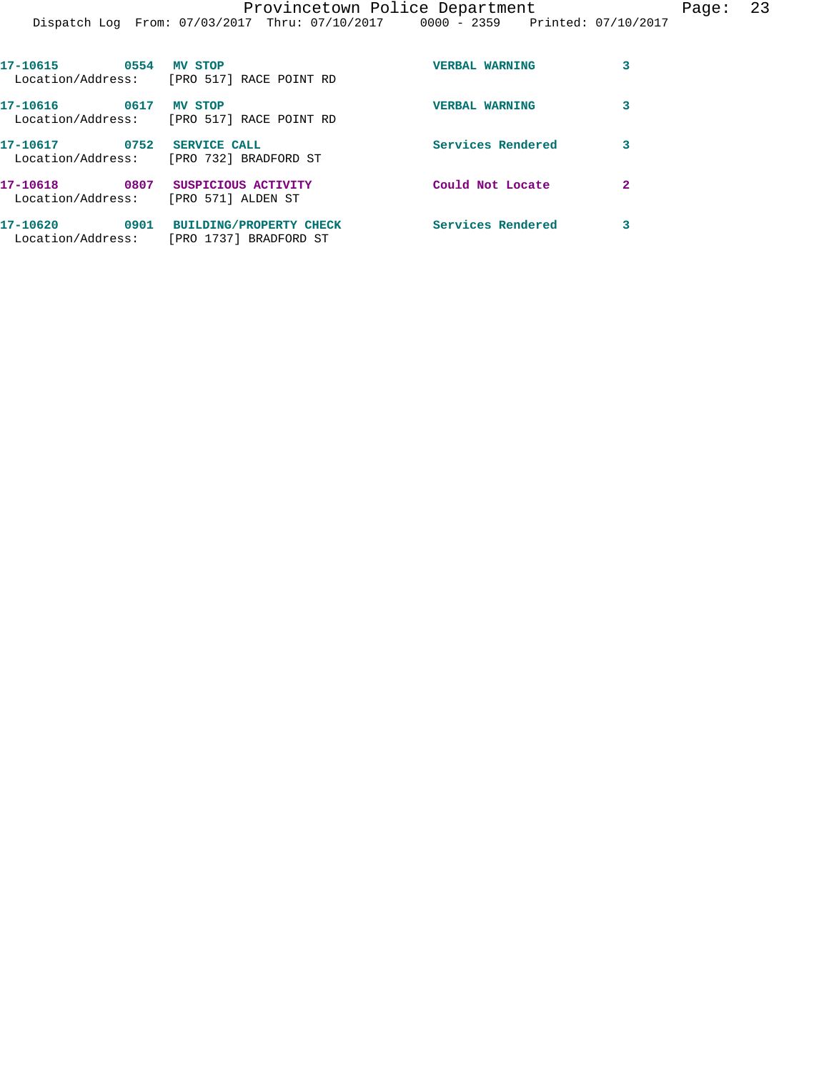17-10615 0554 MV STOP VERBAL WARNING 3
Location/Address: [PRO 517] RACE POINT RD

17-10616 0617 MV STOP VERBAL WARNING 3
Location/Address: [PRO 517] RACE POINT RD

17-10617 0752 SERVICE CALL Services Rendered 3
Location/Address: [PRO 732] BRADFORD ST

17-10618 0807 SUSPICIOUS ACTIVITY Could Not Locate 2
Location/Address: [PRO 571] ALDEN ST

17-10620 0901 BUILDING/PROPERTY CHECK Services Rendered 3
Location/Address: [PRO 1737] BRADFORD ST